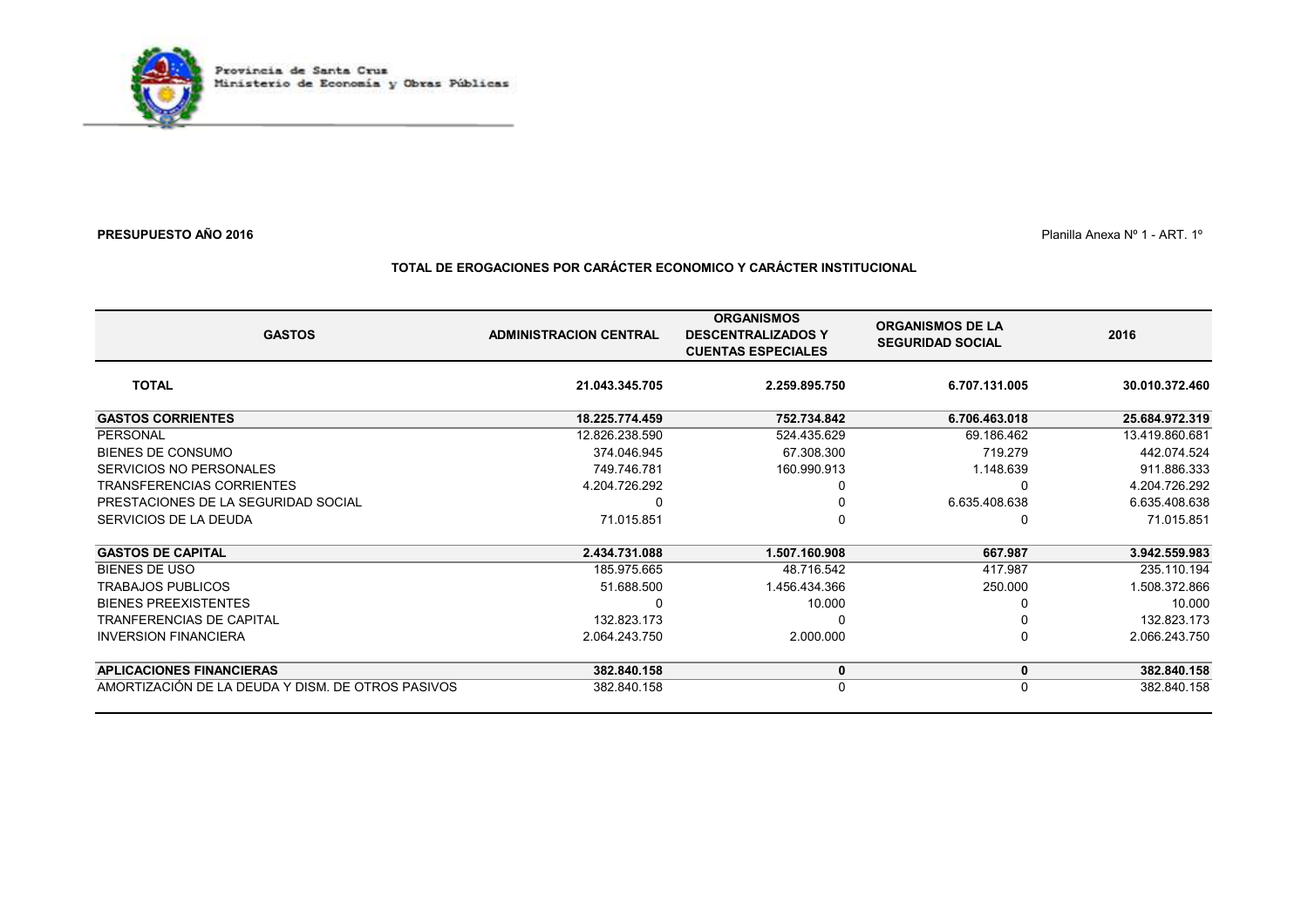Provincia de Santa Cruz
Ministerio de Economía y Obras Públicas

**PRESUPUESTO AÑO 2016**

Planilla Anexa Nº 1 - ART. 1º

### TOTAL DE EROGACIONES POR CARÁCTER ECONOMICO Y CARÁCTER INSTITUCIONAL

| GASTOS | ADMINISTRACION CENTRAL | ORGANISMOS DESCENTRALIZADOS Y CUENTAS ESPECIALES | ORGANISMOS DE LA SEGURIDAD SOCIAL | 2016 |
|---|---|---|---|---|
| **TOTAL** | **21.043.345.705** | **2.259.895.750** | **6.707.131.005** | **30.010.372.460** |
| **GASTOS CORRIENTES** | **18.225.774.459** | **752.734.842** | **6.706.463.018** | **25.684.972.319** |
| PERSONAL | 12.826.238.590 | 524.435.629 | 69.186.462 | 13.419.860.681 |
| BIENES DE CONSUMO | 374.046.945 | 67.308.300 | 719.279 | 442.074.524 |
| SERVICIOS NO PERSONALES | 749.746.781 | 160.990.913 | 1.148.639 | 911.886.333 |
| TRANSFERENCIAS CORRIENTES | 4.204.726.292 | 0 | 0 | 4.204.726.292 |
| PRESTACIONES DE LA SEGURIDAD SOCIAL | 0 | 0 | 6.635.408.638 | 6.635.408.638 |
| SERVICIOS DE LA DEUDA | 71.015.851 | 0 | 0 | 71.015.851 |
| **GASTOS DE CAPITAL** | **2.434.731.088** | **1.507.160.908** | **667.987** | **3.942.559.983** |
| BIENES DE USO | 185.975.665 | 48.716.542 | 417.987 | 235.110.194 |
| TRABAJOS PUBLICOS | 51.688.500 | 1.456.434.366 | 250.000 | 1.508.372.866 |
| BIENES PREEXISTENTES | 0 | 10.000 | 0 | 10.000 |
| TRANFERENCIAS DE CAPITAL | 132.823.173 | 0 | 0 | 132.823.173 |
| INVERSION FINANCIERA | 2.064.243.750 | 2.000.000 | 0 | 2.066.243.750 |
| **APLICACIONES FINANCIERAS** | **382.840.158** | **0** | **0** | **382.840.158** |
| AMORTIZACIÓN DE LA DEUDA Y DISM. DE OTROS PASIVOS | 382.840.158 | 0 | 0 | 382.840.158 |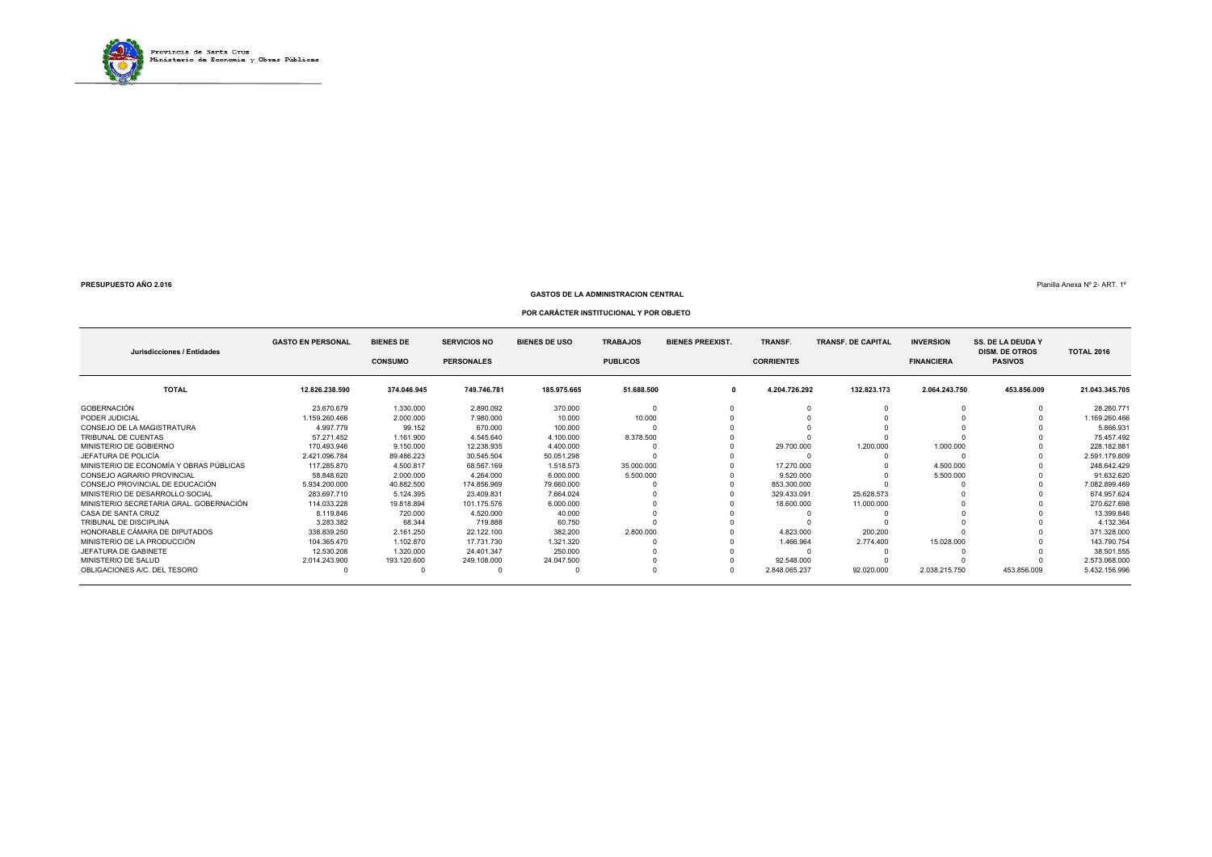Provincia de Santa Cruz
Ministerio de Economía y Obras Públicas

**PRESUPUESTO AÑO 2.016**

Planilla Anexa Nº 2- ART. 1º

## GASTOS DE LA ADMINISTRACION CENTRAL

### POR CARÁCTER INSTITUCIONAL Y POR OBJETO

| Jurisdicciones / Entidades | GASTO EN PERSONAL | BIENES DE CONSUMO | SERVICIOS NO PERSONALES | BIENES DE USO | TRABAJOS PUBLICOS | BIENES PREEXIST. | TRANSF. CORRIENTES | TRANSF. DE CAPITAL | INVERSION FINANCIERA | SS. DE LA DEUDA Y DISM. DE OTROS PASIVOS | TOTAL 2016 |
|---|---|---|---|---|---|---|---|---|---|---|---|
| **TOTAL** | **12.826.238.590** | **374.046.945** | **749.746.781** | **185.975.665** | **51.688.500** | **0** | **4.204.726.292** | **132.823.173** | **2.064.243.750** | **453.856.009** | **21.043.345.705** |
| GOBERNACIÓN | 23.670.679 | 1.330.000 | 2.890.092 | 370.000 | 0 | 0 | 0 | 0 | 0 | 0 | 28.260.771 |
| PODER JUDICIAL | 1.159.260.466 | 2.000.000 | 7.980.000 | 10.000 | 10.000 | 0 | 0 | 0 | 0 | 0 | 1.169.260.466 |
| CONSEJO DE LA MAGISTRATURA | 4.997.779 | 99.152 | 670.000 | 100.000 | 0 | 0 | 0 | 0 | 0 | 0 | 5.866.931 |
| TRIBUNAL DE CUENTAS | 57.271.452 | 1.161.900 | 4.545.640 | 4.100.000 | 8.378.500 | 0 | 0 | 0 | 0 | 0 | 75.457.492 |
| MINISTERIO DE GOBIERNO | 170.493.946 | 9.150.000 | 12.238.935 | 4.400.000 | 0 | 0 | 29.700.000 | 1.200.000 | 1.000.000 | 0 | 228.182.881 |
| JEFATURA DE POLICÍA | 2.421.096.784 | 89.486.223 | 30.545.504 | 50.051.298 | 0 | 0 | 0 | 0 | 0 | 0 | 2.591.179.809 |
| MINISTERIO DE ECONOMÍA Y OBRAS PÚBLICAS | 117.285.870 | 4.500.817 | 68.567.169 | 1.518.573 | 35.000.000 | 0 | 17.270.000 | 0 | 4.500.000 | 0 | 248.642.429 |
| CONSEJO AGRARIO PROVINCIAL | 58.848.620 | 2.000.000 | 4.264.000 | 6.000.000 | 5.500.000 | 0 | 9.520.000 | 0 | 5.500.000 | 0 | 91.632.620 |
| CONSEJO PROVINCIAL DE EDUCACIÓN | 5.934.200.000 | 40.882.500 | 174.856.969 | 79.660.000 | 0 | 0 | 853.300.000 | 0 | 0 | 0 | 7.082.899.469 |
| MINISTERIO DE DESARROLLO SOCIAL | 283.697.710 | 5.124.395 | 23.409.831 | 7.664.024 | 0 | 0 | 329.433.091 | 25.628.573 | 0 | 0 | 674.957.624 |
| MINISTERIO SECRETARIA GRAL. GOBERNACIÓN | 114.033.228 | 19.818.894 | 101.175.576 | 6.000.000 | 0 | 0 | 18.600.000 | 11.000.000 | 0 | 0 | 270.627.698 |
| CASA DE SANTA CRUZ | 8.119.846 | 720.000 | 4.520.000 | 40.000 | 0 | 0 | 0 | 0 | 0 | 0 | 13.399.846 |
| TRIBUNAL DE DISCIPLINA | 3.283.382 | 68.344 | 719.888 | 60.750 | 0 | 0 | 0 | 0 | 0 | 0 | 4.132.364 |
| HONORABLE CÁMARA DE DIPUTADOS | 338.839.250 | 2.161.250 | 22.122.100 | 382.200 | 2.800.000 | 0 | 4.823.000 | 200.200 | 0 | 0 | 371.328.000 |
| MINISTERIO DE LA PRODUCCIÓN | 104.365.470 | 1.102.870 | 17.731.730 | 1.321.320 | 0 | 0 | 1.466.964 | 2.774.400 | 15.028.000 | 0 | 143.790.754 |
| JEFATURA DE GABINETE | 12.530.208 | 1.320.000 | 24.401.347 | 250.000 | 0 | 0 | 0 | 0 | 0 | 0 | 38.501.555 |
| MINISTERIO DE SALUD | 2.014.243.900 | 193.120.600 | 249.108.000 | 24.047.500 | 0 | 0 | 92.548.000 | 0 | 0 | 0 | 2.573.068.000 |
| OBLIGACIONES A/C. DEL TESORO | 0 | 0 | 0 | 0 | 0 | 0 | 2.848.065.237 | 92.020.000 | 2.038.215.750 | 453.856.009 | 5.432.156.996 |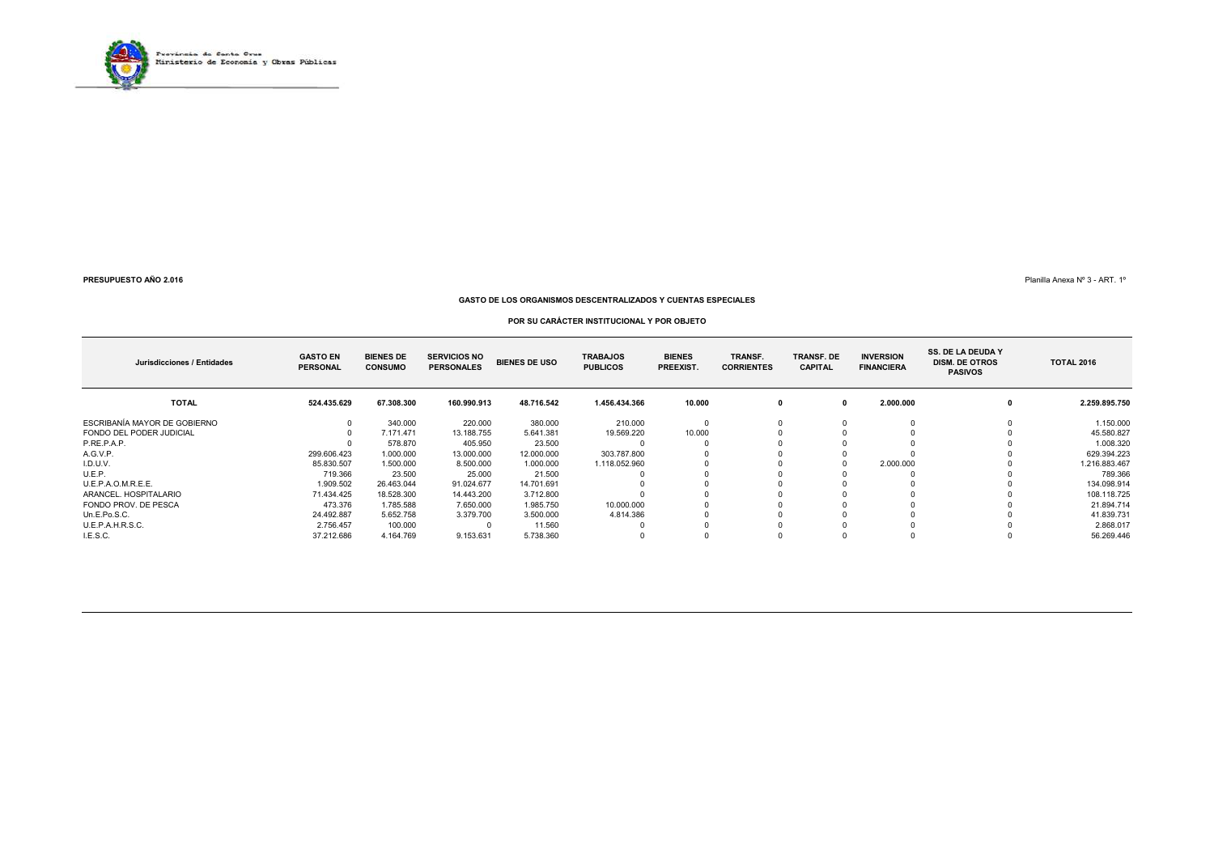Provincia de Santa Cruz
Ministerio de Economía y Obras Públicas

**PRESUPUESTO AÑO 2.016**

Planilla Anexa Nº 3 - ART. 1º

**GASTO DE LOS ORGANISMOS DESCENTRALIZADOS Y CUENTAS ESPECIALES**

**POR SU CARÁCTER INSTITUCIONAL Y POR OBJETO**

| Jurisdicciones / Entidades | GASTO EN PERSONAL | BIENES DE CONSUMO | SERVICIOS NO PERSONALES | BIENES DE USO | TRABAJOS PUBLICOS | BIENES PREEXIST. | TRANSF. CORRIENTES | TRANSF. DE CAPITAL | INVERSION FINANCIERA | SS. DE LA DEUDA Y DISM. DE OTROS PASIVOS | TOTAL 2016 |
|---|---|---|---|---|---|---|---|---|---|---|---|
| **TOTAL** | **524.435.629** | **67.308.300** | **160.990.913** | **48.716.542** | **1.456.434.366** | **10.000** | **0** | **0** | **2.000.000** | **0** | **2.259.895.750** |
| ESCRIBANÍA MAYOR DE GOBIERNO | 0 | 340.000 | 220.000 | 380.000 | 210.000 | 0 | 0 | 0 | 0 | 0 | 1.150.000 |
| FONDO DEL PODER JUDICIAL | 0 | 7.171.471 | 13.188.755 | 5.641.381 | 19.569.220 | 10.000 | 0 | 0 | 0 | 0 | 45.580.827 |
| P.RE.P.A.P. | 0 | 578.870 | 405.950 | 23.500 | 0 | 0 | 0 | 0 | 0 | 0 | 1.008.320 |
| A.G.V.P. | 299.606.423 | 1.000.000 | 13.000.000 | 12.000.000 | 303.787.800 | 0 | 0 | 0 | 0 | 0 | 629.394.223 |
| I.D.U.V. | 85.830.507 | 1.500.000 | 8.500.000 | 1.000.000 | 1.118.052.960 | 0 | 0 | 0 | 2.000.000 | 0 | 1.216.883.467 |
| U.E.P. | 719.366 | 23.500 | 25.000 | 21.500 | 0 | 0 | 0 | 0 | 0 | 0 | 789.366 |
| U.E.P.A.O.M.R.E.E. | 1.909.502 | 26.463.044 | 91.024.677 | 14.701.691 | 0 | 0 | 0 | 0 | 0 | 0 | 134.098.914 |
| ARANCEL. HOSPITALARIO | 71.434.425 | 18.528.300 | 14.443.200 | 3.712.800 | 0 | 0 | 0 | 0 | 0 | 0 | 108.118.725 |
| FONDO PROV. DE PESCA | 473.376 | 1.785.588 | 7.650.000 | 1.985.750 | 10.000.000 | 0 | 0 | 0 | 0 | 0 | 21.894.714 |
| Un.E.Po.S.C. | 24.492.887 | 5.652.758 | 3.379.700 | 3.500.000 | 4.814.386 | 0 | 0 | 0 | 0 | 0 | 41.839.731 |
| U.E.P.A.H.R.S.C. | 2.756.457 | 100.000 | 0 | 11.560 | 0 | 0 | 0 | 0 | 0 | 0 | 2.868.017 |
| I.E.S.C. | 37.212.686 | 4.164.769 | 9.153.631 | 5.738.360 | 0 | 0 | 0 | 0 | 0 | 0 | 56.269.446 |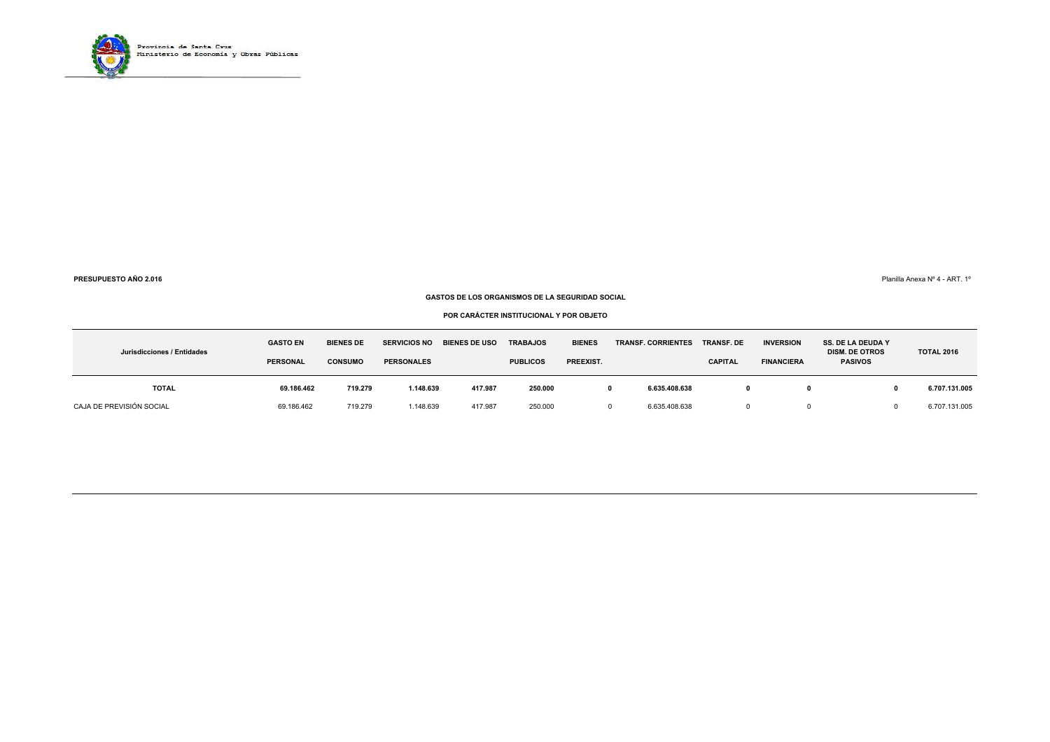Provincia de Santa Cruz
Ministerio de Economía y Obras Públicas

**PRESUPUESTO AÑO 2.016**

Planilla Anexa Nº 4 - ART. 1º

**GASTOS DE LOS ORGANISMOS DE LA SEGURIDAD SOCIAL**

**POR CARÁCTER INSTITUCIONAL Y POR OBJETO**

| Jurisdicciones / Entidades | GASTO EN PERSONAL | BIENES DE CONSUMO | SERVICIOS NO PERSONALES | BIENES DE USO | TRABAJOS PUBLICOS | BIENES PREEXIST. | TRANSF. CORRIENTES | TRANSF. DE CAPITAL | INVERSION FINANCIERA | SS. DE LA DEUDA Y DISM. DE OTROS PASIVOS | TOTAL 2016 |
|---|---|---|---|---|---|---|---|---|---|---|---|
| **TOTAL** | **69.186.462** | **719.279** | **1.148.639** | **417.987** | **250.000** | **0** | **6.635.408.638** | **0** | **0** | **0** | **6.707.131.005** |
| CAJA DE PREVISIÓN SOCIAL | 69.186.462 | 719.279 | 1.148.639 | 417.987 | 250.000 | 0 | 6.635.408.638 | 0 | 0 | 0 | 6.707.131.005 |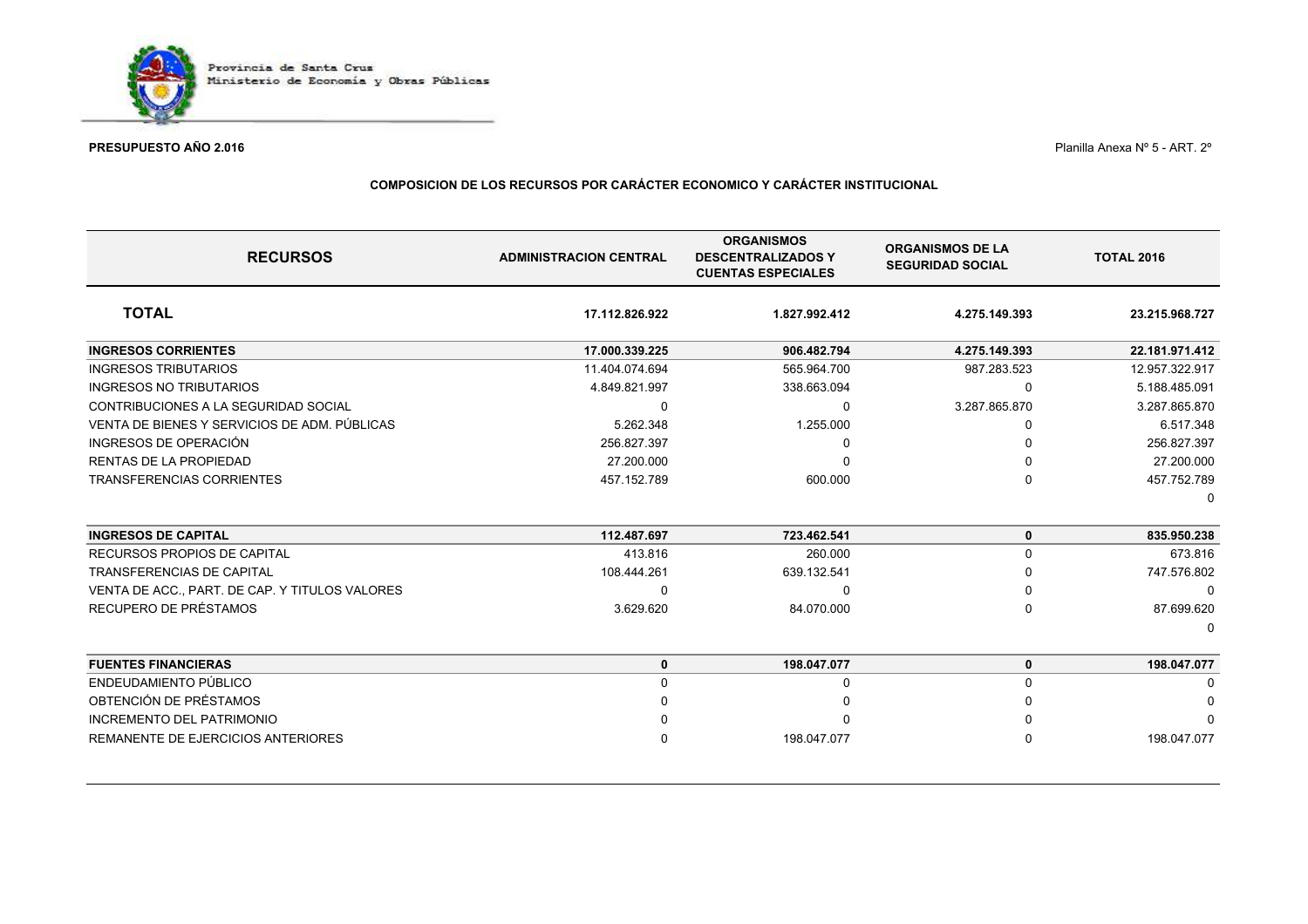Provincia de Santa Cruz
Ministerio de Economía y Obras Públicas

**PRESUPUESTO AÑO 2.016**

Planilla Anexa Nº 5 - ART. 2º

**COMPOSICION DE LOS RECURSOS POR CARÁCTER ECONOMICO Y CARÁCTER INSTITUCIONAL**

| RECURSOS | ADMINISTRACION CENTRAL | ORGANISMOS DESCENTRALIZADOS Y CUENTAS ESPECIALES | ORGANISMOS DE LA SEGURIDAD SOCIAL | TOTAL 2016 |
|---|---|---|---|---|
| **TOTAL** | **17.112.826.922** | **1.827.992.412** | **4.275.149.393** | **23.215.968.727** |
| **INGRESOS CORRIENTES** | **17.000.339.225** | **906.482.794** | **4.275.149.393** | **22.181.971.412** |
| INGRESOS TRIBUTARIOS | 11.404.074.694 | 565.964.700 | 987.283.523 | 12.957.322.917 |
| INGRESOS NO TRIBUTARIOS | 4.849.821.997 | 338.663.094 | 0 | 5.188.485.091 |
| CONTRIBUCIONES A LA SEGURIDAD SOCIAL | 0 | 0 | 3.287.865.870 | 3.287.865.870 |
| VENTA DE BIENES Y SERVICIOS DE ADM. PÚBLICAS | 5.262.348 | 1.255.000 | 0 | 6.517.348 |
| INGRESOS DE OPERACIÓN | 256.827.397 | 0 | 0 | 256.827.397 |
| RENTAS DE LA PROPIEDAD | 27.200.000 | 0 | 0 | 27.200.000 |
| TRANSFERENCIAS CORRIENTES | 457.152.789 | 600.000 | 0 | 457.752.789 |
| | | | | 0 |
| **INGRESOS DE CAPITAL** | **112.487.697** | **723.462.541** | **0** | **835.950.238** |
| RECURSOS PROPIOS DE CAPITAL | 413.816 | 260.000 | 0 | 673.816 |
| TRANSFERENCIAS DE CAPITAL | 108.444.261 | 639.132.541 | 0 | 747.576.802 |
| VENTA DE ACC., PART. DE CAP. Y TITULOS VALORES | 0 | 0 | 0 | 0 |
| RECUPERO DE PRÉSTAMOS | 3.629.620 | 84.070.000 | 0 | 87.699.620 |
| | | | | 0 |
| **FUENTES FINANCIERAS** | **0** | **198.047.077** | **0** | **198.047.077** |
| ENDEUDAMIENTO PÚBLICO | 0 | 0 | 0 | 0 |
| OBTENCIÓN DE PRÉSTAMOS | 0 | 0 | 0 | 0 |
| INCREMENTO DEL PATRIMONIO | 0 | 0 | 0 | 0 |
| REMANENTE DE EJERCICIOS ANTERIORES | 0 | 198.047.077 | 0 | 198.047.077 |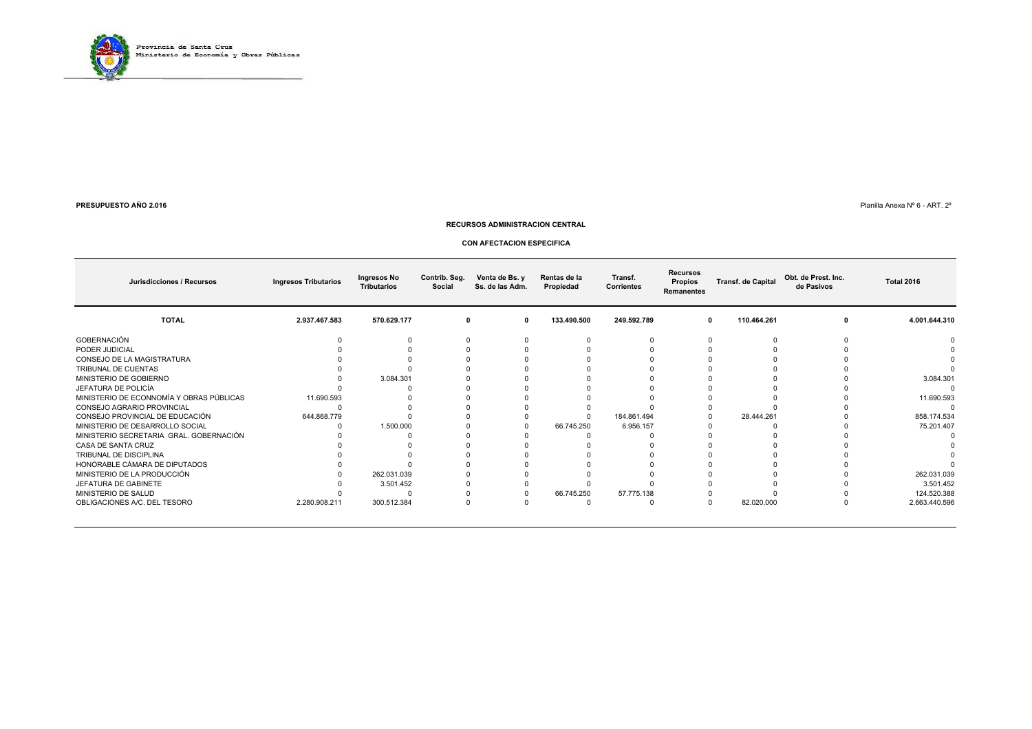Provincia de Santa Cruz
Ministerio de Economía y Obras Públicas

**PRESUPUESTO AÑO 2.016**

Planilla Anexa Nº 6 - ART. 2º

**RECURSOS ADMINISTRACION CENTRAL**

**CON AFECTACION ESPECIFICA**

| Jurisdicciones / Recursos | Ingresos Tributarios | Ingresos No Tributarios | Contrib. Seg. Social | Venta de Bs. y Ss. de las Adm. | Rentas de la Propiedad | Transf. Corrientes | Recursos Propios Remanentes | Transf. de Capital | Obt. de Prest. Inc. de Pasivos | Total 2016 |
|---|---|---|---|---|---|---|---|---|---|---|
| **TOTAL** | **2.937.467.583** | **570.629.177** | **0** | **0** | **133.490.500** | **249.592.789** | **0** | **110.464.261** | **0** | **4.001.644.310** |
| GOBERNACIÓN | 0 | 0 | 0 | 0 | 0 | 0 | 0 | 0 | 0 | 0 |
| PODER JUDICIAL | 0 | 0 | 0 | 0 | 0 | 0 | 0 | 0 | 0 | 0 |
| CONSEJO DE LA MAGISTRATURA | 0 | 0 | 0 | 0 | 0 | 0 | 0 | 0 | 0 | 0 |
| TRIBUNAL DE CUENTAS | 0 | 0 | 0 | 0 | 0 | 0 | 0 | 0 | 0 | 0 |
| MINISTERIO DE GOBIERNO | 0 | 3.084.301 | 0 | 0 | 0 | 0 | 0 | 0 | 0 | 3.084.301 |
| JEFATURA DE POLICÍA | 0 | 0 | 0 | 0 | 0 | 0 | 0 | 0 | 0 | 0 |
| MINISTERIO DE ECONNOMÍA Y OBRAS PÚBLICAS | 11.690.593 | 0 | 0 | 0 | 0 | 0 | 0 | 0 | 0 | 11.690.593 |
| CONSEJO AGRARIO PROVINCIAL | 0 | 0 | 0 | 0 | 0 | 0 | 0 | 0 | 0 | 0 |
| CONSEJO PROVINCIAL DE EDUCACIÓN | 644.868.779 | 0 | 0 | 0 | 0 | 184.861.494 | 0 | 28.444.261 | 0 | 858.174.534 |
| MINISTERIO DE DESARROLLO SOCIAL | 0 | 1.500.000 | 0 | 0 | 66.745.250 | 6.956.157 | 0 | 0 | 0 | 75.201.407 |
| MINISTERIO SECRETARIA GRAL. GOBERNACIÓN | 0 | 0 | 0 | 0 | 0 | 0 | 0 | 0 | 0 | 0 |
| CASA DE SANTA CRUZ | 0 | 0 | 0 | 0 | 0 | 0 | 0 | 0 | 0 | 0 |
| TRIBUNAL DE DISCIPLINA | 0 | 0 | 0 | 0 | 0 | 0 | 0 | 0 | 0 | 0 |
| HONORABLE CÁMARA DE DIPUTADOS | 0 | 0 | 0 | 0 | 0 | 0 | 0 | 0 | 0 | 0 |
| MINISTERIO DE LA PRODUCCIÓN | 0 | 262.031.039 | 0 | 0 | 0 | 0 | 0 | 0 | 0 | 262.031.039 |
| JEFATURA DE GABINETE | 0 | 3.501.452 | 0 | 0 | 0 | 0 | 0 | 0 | 0 | 3.501.452 |
| MINISTERIO DE SALUD | 0 | 0 | 0 | 0 | 66.745.250 | 57.775.138 | 0 | 0 | 0 | 124.520.388 |
| OBLIGACIONES A/C. DEL TESORO | 2.280.908.211 | 300.512.384 | 0 | 0 | 0 | 0 | 0 | 82.020.000 | 0 | 2.663.440.596 |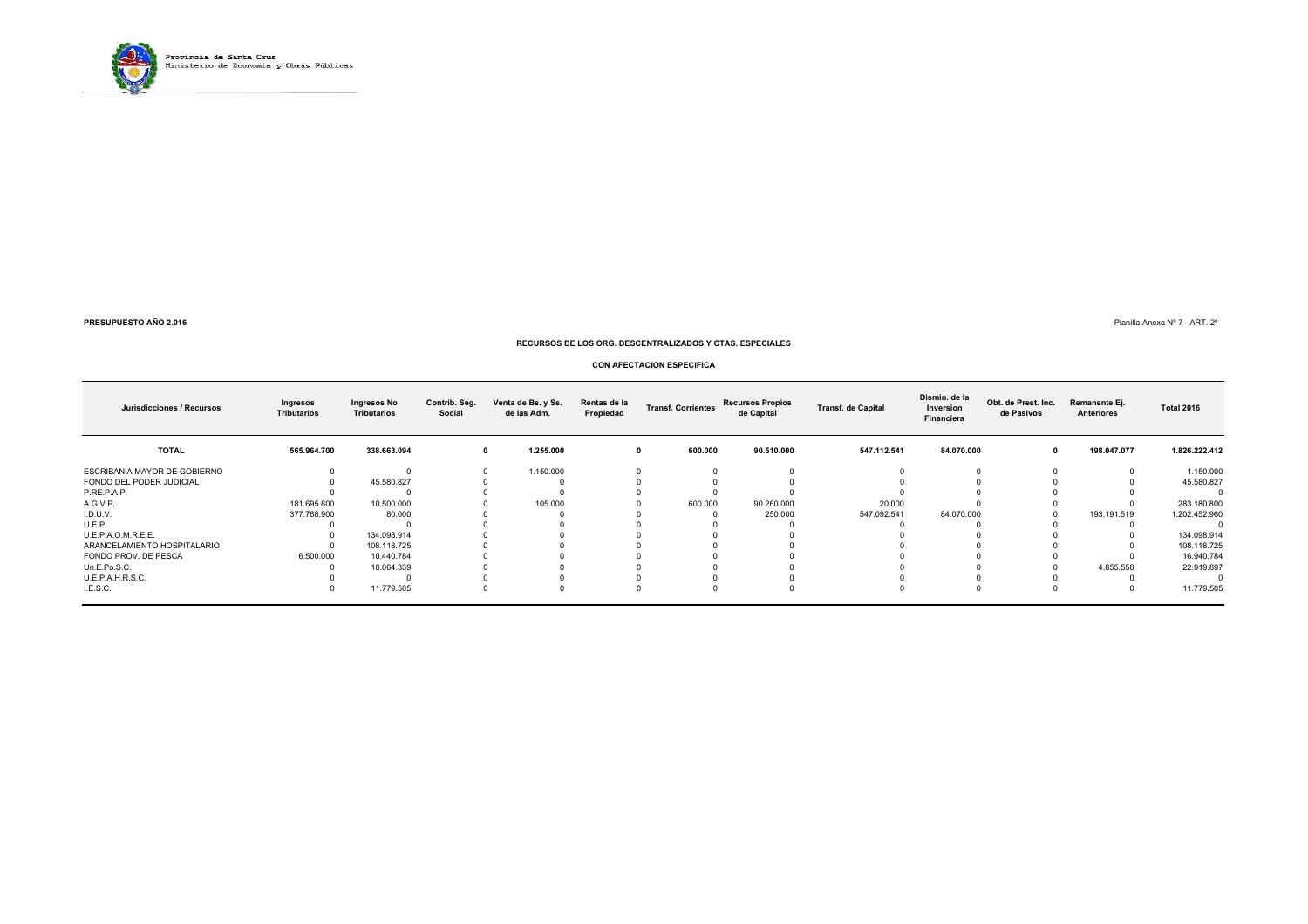Provincia de Santa Cruz
Ministerio de Economía y Obras Públicas

**PRESUPUESTO AÑO 2.016**

Planilla Anexa Nº 7 - ART. 2º

**RECURSOS DE LOS ORG. DESCENTRALIZADOS Y CTAS. ESPECIALES**

**CON AFECTACION ESPECIFICA**

| Jurisdicciones / Recursos | Ingresos Tributarios | Ingresos No Tributarios | Contrib. Seg. Social | Venta de Bs. y Ss. de las Adm. | Rentas de la Propiedad | Transf. Corrientes | Recursos Propios de Capital | Transf. de Capital | Dismin. de la Inversion Financiera | Obt. de Prest. Inc. de Pasivos | Remanente Ej. Anteriores | Total 2016 |
|---|---|---|---|---|---|---|---|---|---|---|---|---|
| **TOTAL** | **565.964.700** | **338.663.094** | **0** | **1.255.000** | **0** | **600.000** | **90.510.000** | **547.112.541** | **84.070.000** | **0** | **198.047.077** | **1.826.222.412** |
| ESCRIBANÍA MAYOR DE GOBIERNO | 0 | 0 | 0 | 1.150.000 | 0 | 0 | 0 | 0 | 0 | 0 | 0 | 1.150.000 |
| FONDO DEL PODER JUDICIAL | 0 | 45.580.827 | 0 | 0 | 0 | 0 | 0 | 0 | 0 | 0 | 0 | 45.580.827 |
| P.RE.P.A.P. | 0 | 0 | 0 | 0 | 0 | 0 | 0 | 0 | 0 | 0 | 0 | 0 |
| A.G.V.P. | 181.695.800 | 10.500.000 | 0 | 105.000 | 0 | 600.000 | 90.260.000 | 20.000 | 0 | 0 | 0 | 283.180.800 |
| I.D.U.V. | 377.768.900 | 80.000 | 0 | 0 | 0 | 0 | 250.000 | 547.092.541 | 84.070.000 | 0 | 193.191.519 | 1.202.452.960 |
| U.E.P. | 0 | 0 | 0 | 0 | 0 | 0 | 0 | 0 | 0 | 0 | 0 | 0 |
| U.E.P.A.O.M.R.E.E. | 0 | 134.098.914 | 0 | 0 | 0 | 0 | 0 | 0 | 0 | 0 | 0 | 134.098.914 |
| ARANCELAMIENTO HOSPITALARIO | 0 | 108.118.725 | 0 | 0 | 0 | 0 | 0 | 0 | 0 | 0 | 0 | 108.118.725 |
| FONDO PROV. DE PESCA | 6.500.000 | 10.440.784 | 0 | 0 | 0 | 0 | 0 | 0 | 0 | 0 | 0 | 16.940.784 |
| Un.E.Po.S.C. | 0 | 18.064.339 | 0 | 0 | 0 | 0 | 0 | 0 | 0 | 0 | 4.855.558 | 22.919.897 |
| U.E.P.A.H.R.S.C. | 0 | 0 | 0 | 0 | 0 | 0 | 0 | 0 | 0 | 0 | 0 | 0 |
| I.E.S.C. | 0 | 11.779.505 | 0 | 0 | 0 | 0 | 0 | 0 | 0 | 0 | 0 | 11.779.505 |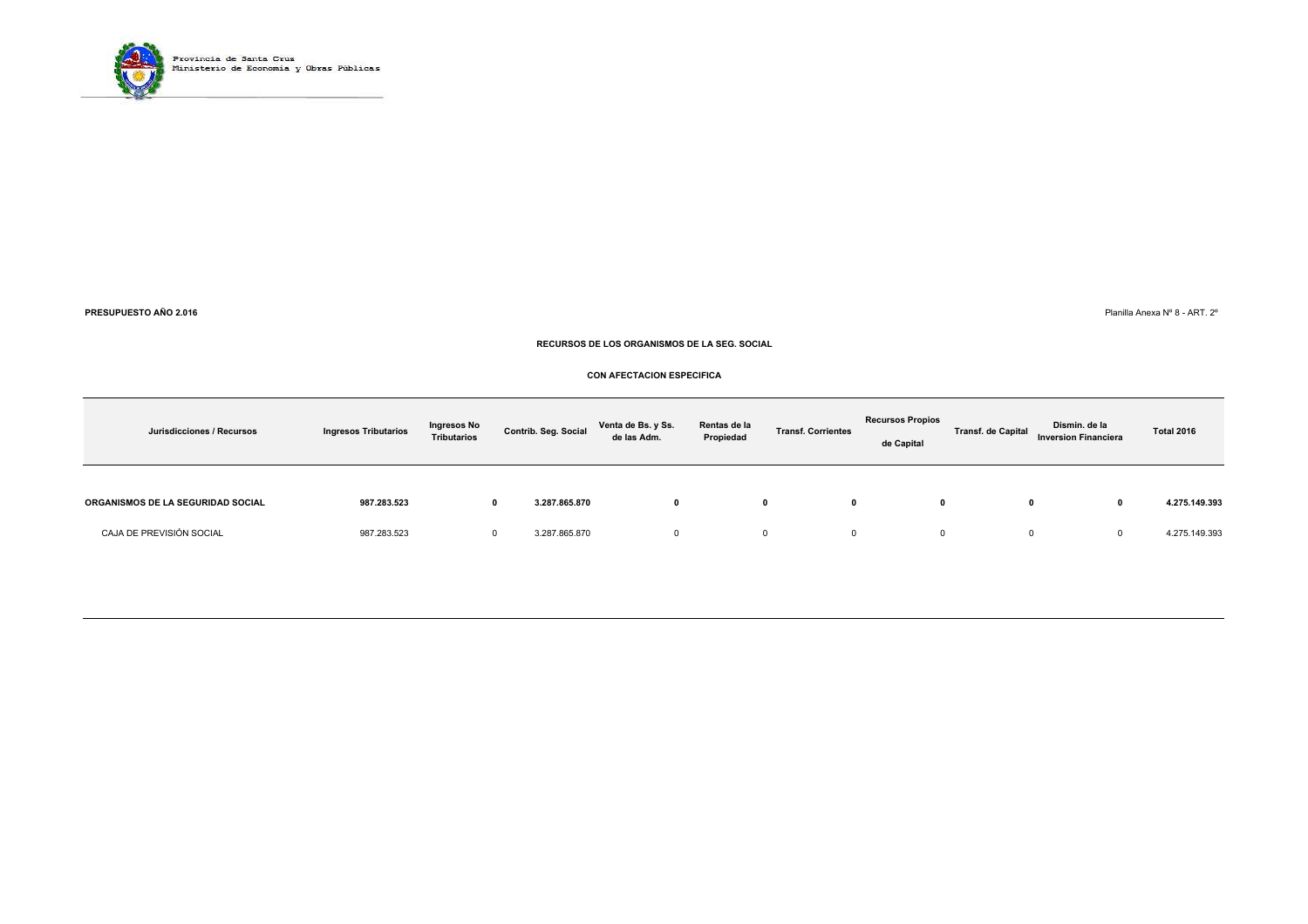Provincia de Santa Cruz
Ministerio de Economía y Obras Públicas

**PRESUPUESTO AÑO 2.016**

Planilla Anexa Nº 8 - ART. 2º

**RECURSOS DE LOS ORGANISMOS DE LA SEG. SOCIAL**

**CON AFECTACION ESPECIFICA**

| Jurisdicciones / Recursos | Ingresos Tributarios | Ingresos No Tributarios | Contrib. Seg. Social | Venta de Bs. y Ss. de las Adm. | Rentas de la Propiedad | Transf. Corrientes | Recursos Propios de Capital | Transf. de Capital | Dismin. de la Inversion Financiera | Total 2016 |
|---|---|---|---|---|---|---|---|---|---|---|
| **ORGANISMOS DE LA SEGURIDAD SOCIAL** | **987.283.523** | **0** | **3.287.865.870** | **0** | **0** | **0** | **0** | **0** | **0** | **4.275.149.393** |
| CAJA DE PREVISIÓN SOCIAL | 987.283.523 | 0 | 3.287.865.870 | 0 | 0 | 0 | 0 | 0 | 0 | 4.275.149.393 |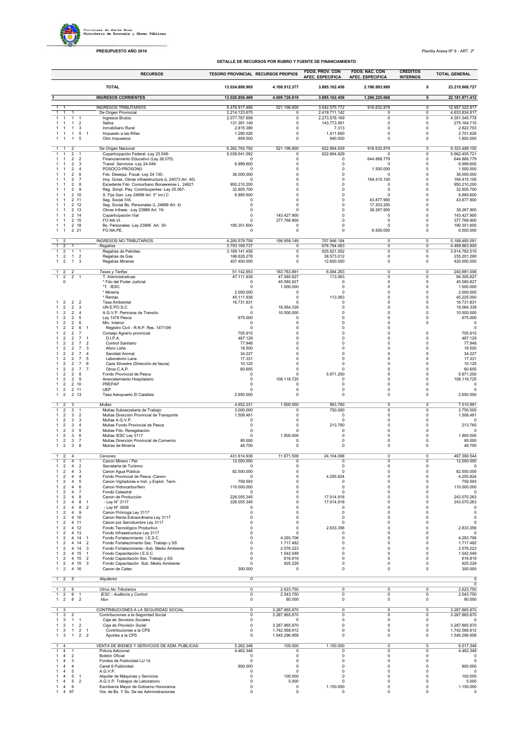Provincia de Santa Cruz
Ministerio de Economía y Obras Públicas

**PRESUPUESTO AÑO 2016**

Planilla Anexa Nº 9 - ART. 2º

**DETALLE DE RECURSOS POR RUBRO Y FUENTE DE FINANCIAMIENTO**

| Código | RECURSOS | TESORO PROVINCIAL | RECURSOS PROPIOS | FDOS. PROV. CON AFEC. ESPECIFICA | FDOS. NAC. CON AFEC. ESPECIFICA | CREDITOS INTERNOS | TOTAL GENERAL |
|---|---|---|---|---|---|---|---|
| | **TOTAL** | 13.024.899.905 | 4.108.912.377 | 3.885.162.456 | 2.196.993.989 | 0 | 23.215.968.727 |
| 1 | **INGRESOS CORRIENTES** | 13.020.856.469 | 4.009.726.819 | 3.885.162.456 | 1.266.225.668 | 0 | 22.181.971.412 |
| 1 1 | INGRESOS TRIBUTARIOS | 8.476.917.466 | 521.196.800 | 3.042.575.772 | 916.632.879 | 0 | 12.957.322.917 |
| 1 1 1 | De Origen Provincial | 2.214.123.675 | 0 | 2.419.711.142 | 0 | 0 | 4.633.834.817 |
| 1 1 1 1 | Ingresos Brutos | 2.077.767.609 | 0 | 2.273.578.169 | 0 | 0 | 4.351.345.778 |
| 1 1 1 2 | Sellos | 131.391.149 | 0 | 143.773.561 | 0 | 0 | 275.164.710 |
| 1 1 1 3 | Inmobiliario Rural | 2.815.390 | 0 | 7.313 | 0 | 0 | 2.822.703 |
| 1 1 1 5 1 | Impuesto a las Rifas | 1.290.026 | 0 | 1.411.600 | 0 | 0 | 2.701.626 |
| 1 1 1 5 | Otro Impuestos | 859.500 | 0 | 940.500 | 0 | 0 | 1.800.000 |
| 1 1 2 | De Origen Nacional | 6.262.793.792 | 521.196.800 | 622.864.629 | 916.632.879 | 0 | 8.323.488.100 |
| 1 1 2 1 | Coparticipación Federal -Ley 23.548- | 5.039.541.092 | 0 | 622.864.629 | 0 | 0 | 5.662.405.721 |
| 1 1 2 2 | Financiamiento Educativo (Ley 26.075) | 0 | 0 | 0 | 644.868.779 | 0 | 644.868.779 |
| 1 1 2 3 | Transf. Servicios -Ley 24.049- | 6.999.600 | 0 | 0 | 0 | 0 | 6.999.600 |
| 1 1 2 4 | POSOCO-PROSONU | 0 | 0 | 0 | 1.500.000 | 0 | 1.500.000 |
| 1 1 2 6 | Fdo. Desequi. Fiscal -Ley 24.130- | 36.000.000 | 0 | 0 | 0 | 0 | 36.000.000 |
| 1 1 2 7 | Imp. Gcias. Obras infraestructura (L 24073 Art. 40) | 0 | 0 | 0 | 164.415.100 | 0 | 164.415.100 |
| 1 1 2 8 | Excedente Fdo. Conourbano Bonaerense L. 24621 | 950.210.200 | 0 | 0 | 0 | 0 | 950.210.200 |
| 1 1 2 9 | Reg. Simpl. Peq. Contribuyentes -Ley 25.067- | 32.805.700 | 0 | 0 | 0 | 0 | 32.805.700 |
| 1 1 2 10 | S. Fija Gan. Ley 24699 Art. 5° inc) C | 6.885.600 | 0 | 0 | 0 | 0 | 6.885.600 |
| 1 1 2 11 | Seg. Social IVA | 0 | 0 | 0 | 43.877.900 | 0 | 43.877.900 |
| 1 1 2 12 | Seg. Social Bs. Personales (L 24699 Art. 4) | 0 | 0 | 0 | 17.203.200 | 0 | |
| 1 1 2 13 | Obras Infraes. -Ley 23966 Art. 19- | 0 | 0 | 0 | 38.267.900 | 0 | 38.267.900 |
| 1 1 2 14 | Coparticipación Vial | 0 | 143.427.900 | 0 | 0 | 0 | 143.427.900 |
| 1 1 2 15 | FO.NA.VI. | 0 | 377.768.900 | 0 | 0 | 0 | 377.768.900 |
| 1 1 2 18 | Bs. Personales -Ley 23966 Art. 30- | 190.351.600 | 0 | 0 | 0 | 0 | 190.351.600 |
| 1 1 2 21 | FO.NA.PE. | 0 | 0 | 0 | 6.500.000 | 0 | 6.500.000 |
| 1 2 | INGRESOS NO TRIBUTARIOS | 4.280.579.758 | 199.959.149 | 707.946.184 | 0 | 0 | 5.188.485.091 |
| 1 2 1 | *Regalías* | 3.793.169.737 | 0 | 676.794.063 | 0 | 0 | 4.469.963.800 |
| 1 2 1 1 | Regalías de Petróleo | 3.189.141.458 | 0 | 625.621.052 | 0 | 0 | 3.814.762.510 |
| 1 2 1 2 | Regalías de Gas | 196.628.278 | 0 | 38.573.012 | 0 | 0 | 235.201.290 |
| 1 2 1 3 | Regalías Mineras | 407.400.000 | 0 | 12.600.000 | 0 | 0 | 420.000.000 |
| 1 2 2 | *Tasas y Tarifas* | 51.142.853 | 183.763.891 | 6.084.263 | 0 | 0 | 240.991.006 |
| 1 2 2 1 | T. Administrativas | 47.111.938 | 47.080.827 | 113.063 | 0 | 0 | 94.305.827 |
| 0 | * Fdo del Poder Judicial | 0 | 45.580.827 | 0 | 0 | 0 | 45.580.827 |
| | *T. IESC | 0 | 1.500.000 | 0 | 0 | 0 | 1.500.000 |
| | * Minería | 2.000.000 | 0 | 0 | 0 | 0 | 2.000.000 |
| | * Rentas | 45.111.938 | 0 | 113.063 | 0 | 0 | 45.225.000 |
| 1 2 2 2 | Tasa Ambiental | 16.731.831 | 0 | 0 | 0 | 0 | 16.731.831 |
| 1 2 2 3 | UN.E.PO.S.C. | 0 | 18.064.339 | 0 | 0 | 0 | 18.064.339 |
| 1 2 2 4 | A.G.V.P. Permisos de Transito | 0 | 10.500.000 | 0 | 0 | 0 | 10.500.000 |
| 1 2 2 5 | Ley 1476 Pesca | 675.000 | 0 | 0 | 0 | 0 | 675.000 |
| 1 2 2 6 | Min. Interior | 0 | 0 | 0 | 0 | 0 | 0 |
| 1 2 2 6 1 | Registro Civil - R.N.P. Res. 1471/09 | 0 | 0 | 0 | 0 | | 0 |
| 1 2 2 7 | Consejo Agrario provincial | 705.915 | 0 | 0 | 0 | 0 | 705.915 |
| 1 2 2 7 1 | D.I.P.A. | 487.129 | 0 | 0 | 0 | 0 | 487.129 |
| 1 2 2 7 2 | Control Sanitario | 77.948 | 0 | 0 | 0 | 0 | 77.948 |
| 1 2 2 7 3 | Aforo Leña | 18.500 | 0 | 0 | 0 | 0 | 18.500 |
| 1 2 2 7 4 | Sanidad Animal | 34.227 | 0 | 0 | 0 | 0 | 34.227 |
| 1 2 2 7 5 | Laboratorio Lana | 17.331 | 0 | 0 | 0 | 0 | 17.331 |
| 1 2 2 7 6 | Caza Silvestre (Dirección de fauna) | 10.125 | 0 | 0 | 0 | 0 | 10.125 |
| 1 2 2 7 7 | Otros C.A.P. | 60.655 | 0 | 0 | 0 | 0 | 60.655 |
| 1 2 2 8 | Fondo Provincial de Pesca | 0 | 0 | 5.971.200 | 0 | 0 | 5.971.200 |
| 1 2 2 9 | Arancelamiento Hospitalario | 0 | 108.118.725 | 0 | 0 | 0 | 108.118.725 |
| 1 2 2 10 | PREPAP | 0 | 0 | 0 | 0 | 0 | 0 |
| 1 2 2 11 | UEP | 0 | 0 | 0 | 0 | 0 | 0 |
| 1 2 2 13 | Tasa Aeropuerto El Calafate | 2.650.000 | 0 | 0 | 0 | 0 | 2.650.000 |
| 1 2 3 | *Multas* | 4.652.231 | 1.900.000 | 963.760 | 0 | 0 | 7.515.991 |
| 1 2 3 1 | Multas Subsecretaria de Trabajo | 3.000.000 | 0 | 750.000 | 0 | 0 | 3.750.000 |
| 1 2 3 2 | Multas Dirección Provincial de Transporte | 1.508.481 | 0 | 0 | 0 | 0 | 1.508.481 |
| 1 2 3 3 | Multas A.G.V.P. | 0 | 0 | 0 | 0 | 0 | 0 |
| 1 2 3 4 | Multas Fondo Provincial de Pesca | 0 | 0 | 213.760 | 0 | 0 | 213.760 |
| 1 2 3 5 | Multas Fdo. Revegetación | 0 | 0 | 0 | 0 | 0 | 0 |
| 1 2 3 6 | Multas IESC Ley 3117 | 0 | 1.900.000 | 0 | 0 | 0 | 1.900.000 |
| 1 2 3 7 | Multas Dirección Provincial de Comercio | 95.000 | 0 | 0 | 0 | 0 | 95.000 |
| 1 2 3 8 | Mulras de Minería | 48.750 | 0 | 0 | 0 | 0 | 48.750 |
| 1 2 4 | *Canones* | 431.614.938 | 11.671.508 | 24.104.098 | 0 | 0 | 467.390.544 |
| 1 2 4 1 | Canon Minero / Per. | 12.000.000 | 0 | 0 | 0 | 0 | 12.000.000 |
| 1 2 4 2 | Secretaria de Turismo | 0 | 0 | 0 | 0 | 0 | 0 |
| 1 2 4 3 | Canon Agua Pública | 82.500.000 | 0 | 0 | 0 | 0 | 82.500.000 |
| 1 2 4 4 | Canon Provincial de Pesca -Canon- | 0 | 0 | 4.255.824 | 0 | 0 | 4.255.824 |
| 1 2 4 5 | Canon Vigiladores e Inst. y Explot. Term. | 759.593 | 0 | 0 | 0 | 0 | 759.593 |
| 1 2 4 6 | Canon Hidrocarburífero | 110.000.000 | 0 | 0 | 0 | 0 | 110.000.000 |
| 1 2 4 7 | Fondo Catastral | 0 | 0 | 0 | 0 | 0 | 0 |
| 1 2 4 8 | Canon de Producción | 226.055.345 | 0 | 17.014.918 | 0 | 0 | 243.070.263 |
| 1 2 4 8 1 | - Ley N° 3117 | 226.055.345 | 0 | 17.014.918 | 0 | 0 | 243.070.263 |
| 1 2 4 8 2 | - Ley N° 3009 | 0 | 0 | 0 | 0 | 0 | 0 |
| 1 2 4 9 | Canon Prórroga Ley 3117 | 0 | 0 | 0 | 0 | 0 | 0 |
| 1 2 4 10 | Canon Renta Extraordinaria Ley 3117 | 0 | 0 | 0 | 0 | 0 | 0 |
| 1 2 4 11 | Cánon por Servidumbre Ley 3117 | 0 | 0 | 0 | 0 | 0 | 0 |
| 1 2 4 12 | Fondo Tecnológico Productivo | 0 | 0 | 2.833.356 | 0 | 0 | 2.833.356 |
| 1 2 4 13 | Fondo Infraestructura Ley 3117 | 0 | 0 | 0 | 0 | 0 | 0 |
| 1 2 4 14 1 | Fondo Fortalecimiento I.E.S.C. | 0 | 4.293.706 | 0 | 0 | 0 | 4.293.706 |
| 1 2 4 14 2 | Fondo Fortalecimiento Sec. Trabajo y SS | 0 | 1.717.482 | 0 | 0 | 0 | 1.717.482 |
| 1 2 4 14 3 | Fondo Fortalecimiento -Sub. Medio Ambiente | 0 | 2.576.223 | 0 | 0 | 0 | 2.576.223 |
| 1 2 4 15 1 | Fondo Capacitación I.E.S.C. | 0 | 1.542.049 | 0 | 0 | 0 | 1.542.049 |
| 1 2 4 15 2 | Fondo Capacitación Sec. Trabajo y SS | 0 | 616.819 | 0 | 0 | 0 | 616.819 |
| 1 2 4 15 3 | Fondo Capacitación Sub. Medio Ambiente | 0 | 925.229 | 0 | 0 | 0 | 925.229 |
| 1 2 4 16 | Canon de Cateo | 300.000 | 0 | 0 | 0 | 0 | 300.000 |
| 1 2 5 | *Alquileres* | 0 | | | | | 0 |
| | | | | | | | 0 |
| 1 2 6 | *Otros No Tributarios* | 0 | 2.623.750 | 0 | 0 | 0 | 2.623.750 |
| 1 2 6 1 | *IESC - Auditoría y Control* | 0 | 2.543.750 | 0 | 0 | 0 | 2.543.750 |
| 1 2 6 2 | *Iduv* | 0 | 80.000 | 0 | 0 | 0 | 80.000 |
| 1 3 | CONTRIBUCIONES A LA SEGURIDAD SOCIAL | 0 | 3.287.865.870 | 0 | 0 | 0 | 3.287.865.870 |
| 1 3 2 | Contribuciones a la Seguridad Social | 0 | 3.287.865.870 | 0 | 0 | 0 | 3.287.865.870 |
| 1 3 1 1 | *Caja de Servicios Sociales* | 0 | 0 | 0 | 0 | 0 | 0 |
| 1 3 1 2 | *Caja de Previsión Social* | 0 | 3.287.865.870 | 0 | 0 | 0 | 3.287.865.870 |
| 1 3 1 2 1 | Contribuciones a la CPS | 0 | 1.742.568.912 | 0 | 0 | 0 | 1.742.568.912 |
| 1 3 1 2 2 | Aportes a la CPS | 0 | 1.545.296.958 | 0 | 0 | 0 | 1.545.296.958 |
| 1 4 | VENTA DE BIENES Y SERVICIOS DE ADM. PUBLICAS | 5.262.348 | 105.000 | 1.150.000 | 0 | 0 | 6.517.348 |
| 1 4 1 | Policía Adicional | 4.462.348 | 0 | 0 | 0 | 0 | 4.462.348 |
| 1 4 2 | Boletín Oficial | 0 | 0 | 0 | 0 | 0 | 0 |
| 1 4 3 | Fondos de Publicidad LU 14 | 0 | 0 | 0 | 0 | 0 | 0 |
| 1 4 4 | Canal 9 Publicidad | 800.000 | 0 | 0 | 0 | 0 | 800.000 |
| 1 4 5 | A.G.V.P. | 0 | 0 | 0 | 0 | 0 | 0 |
| 1 4 5 1 | Alquiler de Máquinas y Servicios | 0 | 100.000 | 0 | 0 | 0 | 100.000 |
| 1 4 5 2 | A.G.V.P. Trabajos de Laboratorio | 0 | 5.000 | 0 | 0 | 0 | 5.000 |
| 1 4 6 | Escribanía Mayor de Gobierno Honorarios | 0 | 0 | 1.150.000 | 0 | 0 | 1.150.000 |
| 1 4 97 | Vta. de Bs. Y Ss. De las Administraciones | 0 | 0 | 0 | 0 | 0 | 0 |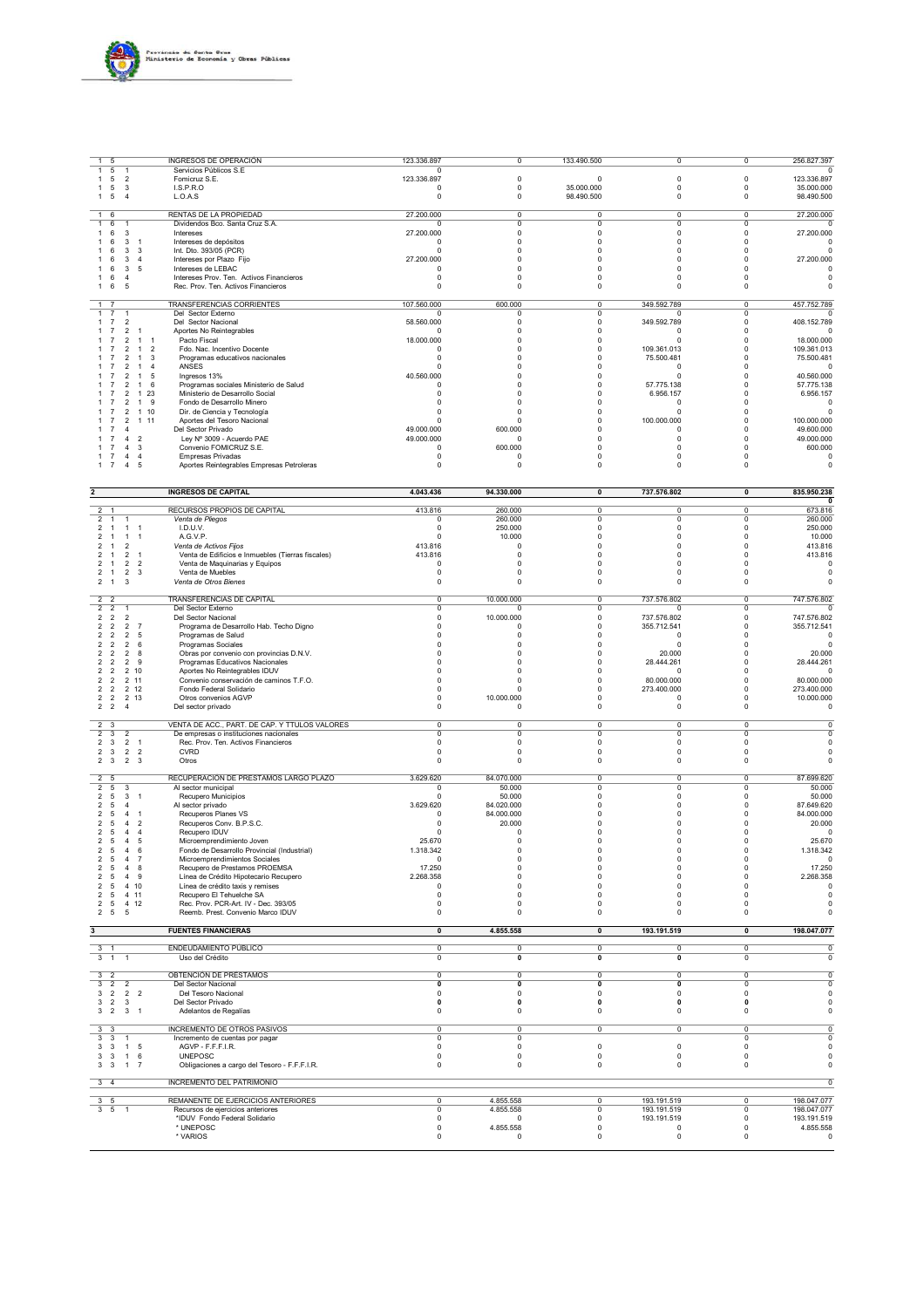Provincia de Santa Cruz
Ministerio de Economía y Obras Públicas

| Código | Concepto | | | | | | Total |
|---|---|---|---|---|---|---|---|
| 1 5 | INGRESOS DE OPERACION | 123.336.897 | 0 | 133.490.500 | 0 | 0 | 256.827.397 |
| 1 5 1 | Servicios Públicos S.E | 0 | | | | | 0 |
| 1 5 2 | Fomicruz S.E. | 123.336.897 | 0 | 0 | 0 | 0 | 123.336.897 |
| 1 5 3 | I.S.P.R.O | 0 | 0 | 35.000.000 | 0 | 0 | 35.000.000 |
| 1 5 4 | L.O.A.S | 0 | 0 | 98.490.500 | 0 | 0 | 98.490.500 |
| 1 6 | RENTAS DE LA PROPIEDAD | 27.200.000 | 0 | 0 | 0 | 0 | 27.200.000 |
| 1 6 1 | Dividendos Bco. Santa Cruz S.A. | 0 | 0 | 0 | 0 | 0 | 0 |
| 1 6 3 | Intereses | 27.200.000 | 0 | 0 | 0 | 0 | 27.200.000 |
| 1 6 3 1 | Intereses de depósitos | 0 | 0 | 0 | 0 | 0 | 0 |
| 1 6 3 3 | Int. Dto. 393/05 (PCR) | 0 | 0 | 0 | 0 | 0 | 0 |
| 1 6 3 4 | Intereses por Plazo Fijo | 27.200.000 | 0 | 0 | 0 | 0 | 27.200.000 |
| 1 6 3 5 | Intereses de LEBAC | 0 | 0 | 0 | 0 | 0 | 0 |
| 1 6 4 | Intereses Prov. Ten. Activos Financieros | 0 | 0 | 0 | 0 | 0 | 0 |
| 1 6 5 | Rec. Prov. Ten. Activos Financieros | 0 | 0 | 0 | 0 | 0 | 0 |
| 1 7 | TRANSFERENCIAS CORRIENTES | 107.560.000 | 600.000 | 0 | 349.592.789 | 0 | 457.752.789 |
| 1 7 1 | Del Sector Externo | 0 | 0 | 0 | 0 | 0 | 0 |
| 1 7 2 | Del Sector Nacional | 58.560.000 | 0 | 0 | 349.592.789 | 0 | 408.152.789 |
| 1 7 2 1 | Aportes No Reintegrables | 0 | 0 | 0 | 0 | 0 | 0 |
| 1 7 2 1 1 | Pacto Fiscal | 18.000.000 | 0 | 0 | 0 | 0 | 18.000.000 |
| 1 7 2 1 2 | Fdo. Nac. Incentivo Docente | 0 | 0 | 0 | 109.361.013 | 0 | 109.361.013 |
| 1 7 2 1 3 | Programas educativos nacionales | 0 | 0 | 0 | 75.500.481 | 0 | 75.500.481 |
| 1 7 2 1 4 | ANSES | 0 | 0 | 0 | 0 | 0 | 0 |
| 1 7 2 1 5 | Ingresos 13% | 40.560.000 | 0 | 0 | 0 | 0 | 40.560.000 |
| 1 7 2 1 6 | Programas sociales Ministerio de Salud | 0 | 0 | 0 | 57.775.138 | 0 | 57.775.138 |
| 1 7 2 1 23 | Ministerio de Desarrollo Social | 0 | 0 | 0 | 6.956.157 | 0 | 6.956.157 |
| 1 7 2 1 9 | Fondo de Desarrollo Minero | 0 | 0 | 0 | 0 | 0 | 0 |
| 1 7 2 1 10 | Dir. de Ciencia y Tecnología | 0 | 0 | 0 | 0 | 0 | 0 |
| 1 7 2 1 11 | Aportes del Tesoro Nacional | 0 | 0 | 0 | 100.000.000 | 0 | 100.000.000 |
| 1 7 4 | Del Sector Privado | 49.000.000 | 600.000 | 0 | 0 | 0 | 49.600.000 |
| 1 7 4 2 | Ley Nº 3009 - Acuerdo PAE | 49.000.000 | 0 | 0 | 0 | 0 | 49.000.000 |
| 1 7 4 3 | Convenio FOMICRUZ S.E. | 0 | 600.000 | 0 | 0 | 0 | 600.000 |
| 1 7 4 4 | Empresas Privadas | 0 | 0 | 0 | 0 | 0 | 0 |
| 1 7 4 5 | Aportes Reintegrables Empresas Petroleras | 0 | 0 | 0 | 0 | 0 | 0 |
| **2** | **INGRESOS DE CAPITAL** | **4.043.436** | **94.330.000** | **0** | **737.576.802** | **0** | **835.950.238** |
| | | | | | | | **0** |
| 2 1 | RECURSOS PROPIOS DE CAPITAL | 413.816 | 260.000 | 0 | 0 | 0 | 673.816 |
| 2 1 1 | *Venta de Pliegos* | 0 | 260.000 | 0 | 0 | 0 | 260.000 |
| 2 1 1 1 | I.D.U.V. | 0 | 250.000 | 0 | 0 | 0 | 250.000 |
| 2 1 1 1 | A.G.V.P. | 0 | 10.000 | 0 | 0 | 0 | 10.000 |
| 2 1 2 | *Venta de Activos Fijos* | 413.816 | 0 | 0 | 0 | 0 | 413.816 |
| 2 1 2 1 | Venta de Edificios e Inmuebles (Tierras fiscales) | 413.816 | 0 | 0 | 0 | 0 | 413.816 |
| 2 1 2 2 | Venta de Maquinarias y Equipos | 0 | 0 | 0 | 0 | 0 | 0 |
| 2 1 2 3 | Venta de Muebles | 0 | 0 | 0 | 0 | 0 | 0 |
| 2 1 3 | *Venta de Otros Bienes* | 0 | 0 | 0 | 0 | 0 | 0 |
| 2 2 | TRANSFERENCIAS DE CAPITAL | 0 | 10.000.000 | 0 | 737.576.802 | 0 | 747.576.802 |
| 2 2 1 | Del Sector Externo | 0 | 0 | 0 | 0 | 0 | 0 |
| 2 2 2 | Del Sector Nacional | 0 | 10.000.000 | 0 | 737.576.802 | 0 | 747.576.802 |
| 2 2 2 7 | Programa de Desarrollo Hab. Techo Digno | 0 | 0 | 0 | 355.712.541 | 0 | 355.712.541 |
| 2 2 2 5 | Programas de Salud | 0 | 0 | 0 | 0 | 0 | 0 |
| 2 2 2 6 | Programas Sociales | 0 | 0 | 0 | 0 | 0 | 0 |
| 2 2 2 8 | Obras por convenio con provincias D.N.V. | 0 | 0 | 0 | 20.000 | 0 | 20.000 |
| 2 2 2 9 | Programas Educativos Nacionales | 0 | 0 | 0 | 28.444.261 | 0 | 28.444.261 |
| 2 2 2 10 | Aportes No Reintegrables IDUV | 0 | 0 | 0 | 0 | 0 | 0 |
| 2 2 2 11 | Convenio conservación de caminos T.F.O. | 0 | 0 | 0 | 80.000.000 | 0 | 80.000.000 |
| 2 2 2 12 | Fondo Federal Solidario | 0 | 0 | 0 | 273.400.000 | 0 | 273.400.000 |
| 2 2 2 13 | Otros convenios AGVP | 0 | 10.000.000 | 0 | 0 | 0 | 10.000.000 |
| 2 2 4 | Del sector privado | 0 | 0 | 0 | 0 | 0 | 0 |
| 2 3 | VENTA DE ACC., PART. DE CAP. Y TTULOS VALORES | 0 | 0 | 0 | 0 | 0 | 0 |
| 2 3 2 | De empresas o instituciones nacionales | 0 | 0 | 0 | 0 | 0 | 0 |
| 2 3 2 1 | Rec. Prov. Ten. Activos Financieros | 0 | 0 | 0 | 0 | 0 | 0 |
| 2 3 2 2 | CVRD | 0 | 0 | 0 | 0 | 0 | 0 |
| 2 3 2 3 | Otros | 0 | 0 | 0 | 0 | 0 | 0 |
| 2 5 | RECUPERACION DE PRESTAMOS LARGO PLAZO | 3.629.620 | 84.070.000 | 0 | 0 | 0 | 87.699.620 |
| 2 5 3 | Al sector municipal | 0 | 50.000 | 0 | 0 | 0 | 50.000 |
| 2 5 3 1 | Recupero Municipios | 0 | 50.000 | 0 | 0 | 0 | 50.000 |
| 2 5 4 | Al sector privado | 3.629.620 | 84.020.000 | 0 | 0 | 0 | 87.649.620 |
| 2 5 4 1 | Recuperos Planes VS | 0 | 84.000.000 | 0 | 0 | 0 | 84.000.000 |
| 2 5 4 2 | Recuperos Conv. B.P.S.C. | 0 | 20.000 | 0 | 0 | 0 | 20.000 |
| 2 5 4 4 | Recupero IDUV | 0 | 0 | 0 | 0 | 0 | 0 |
| 2 5 4 5 | Microemprendimiento Joven | 25.670 | 0 | 0 | 0 | 0 | 25.670 |
| 2 5 4 6 | Fondo de Desarrollo Provincial (Industrial) | 1.318.342 | 0 | 0 | 0 | 0 | 1.318.342 |
| 2 5 4 7 | Microemprendimientos Sociales | 0 | 0 | 0 | 0 | 0 | 0 |
| 2 5 4 8 | Recupero de Prestamos PROEMSA | 17.250 | 0 | 0 | 0 | 0 | 17.250 |
| 2 5 4 9 | Línea de Crédito Hipotecario Recupero | 2.268.358 | 0 | 0 | 0 | 0 | 2.268.358 |
| 2 5 4 10 | Línea de crédito taxis y remises | 0 | 0 | 0 | 0 | 0 | 0 |
| 2 5 4 11 | Recupero El Tehuelche SA | 0 | 0 | 0 | 0 | 0 | 0 |
| 2 5 4 12 | Rec. Prov. PCR-Art. IV - Dec. 393/05 | 0 | 0 | 0 | 0 | 0 | 0 |
| 2 5 5 | Reemb. Prest. Convenio Marco IDUV | 0 | 0 | 0 | 0 | 0 | 0 |
| **3** | **FUENTES FINANCIERAS** | **0** | **4.855.558** | **0** | **193.191.519** | **0** | **198.047.077** |
| 3 1 | ENDEUDAMIENTO PUBLICO | 0 | 0 | 0 | 0 | 0 | 0 |
| 3 1 1 | Uso del Crédito | 0 | **0** | **0** | **0** | 0 | 0 |
| 3 2 | OBTENCION DE PRESTAMOS | 0 | 0 | 0 | 0 | 0 | 0 |
| 3 2 2 | Del Sector Nacional | **0** | **0** | **0** | **0** | 0 | 0 |
| 3 2 2 2 | Del Tesoro Nacional | 0 | 0 | 0 | 0 | 0 | 0 |
| 3 2 3 | Del Sector Privado | **0** | **0** | **0** | **0** | **0** | 0 |
| 3 2 3 1 | Adelantos de Regalías | 0 | 0 | 0 | 0 | 0 | 0 |
| 3 3 | INCREMENTO DE OTROS PASIVOS | 0 | 0 | 0 | 0 | 0 | 0 |
| 3 3 1 | Incremento de cuentas por pagar | 0 | 0 | | | 0 | 0 |
| 3 3 1 5 | AGVP - F.F.F.I.R. | 0 | 0 | 0 | 0 | 0 | 0 |
| 3 3 1 6 | UNEPOSC | 0 | 0 | 0 | 0 | 0 | 0 |
| 3 3 1 7 | Obligaciones a cargo del Tesoro - F.F.F.I.R. | 0 | 0 | 0 | 0 | 0 | 0 |
| 3 4 | INCREMENTO DEL PATRIMONIO | | | | | | 0 |
| 3 5 | REMANENTE DE EJERCICIOS ANTERIORES | 0 | 4.855.558 | 0 | 193.191.519 | 0 | 198.047.077 |
| 3 5 1 | Recursos de ejercicios anteriores | 0 | 4.855.558 | 0 | 193.191.519 | 0 | 198.047.077 |
| | *IDUV Fondo Federal Solidario | 0 | 0 | 0 | 193.191.519 | 0 | 193.191.519 |
| | * UNEPOSC | 0 | 4.855.558 | 0 | 0 | 0 | 4.855.558 |
| | * VARIOS | 0 | 0 | 0 | 0 | 0 | 0 |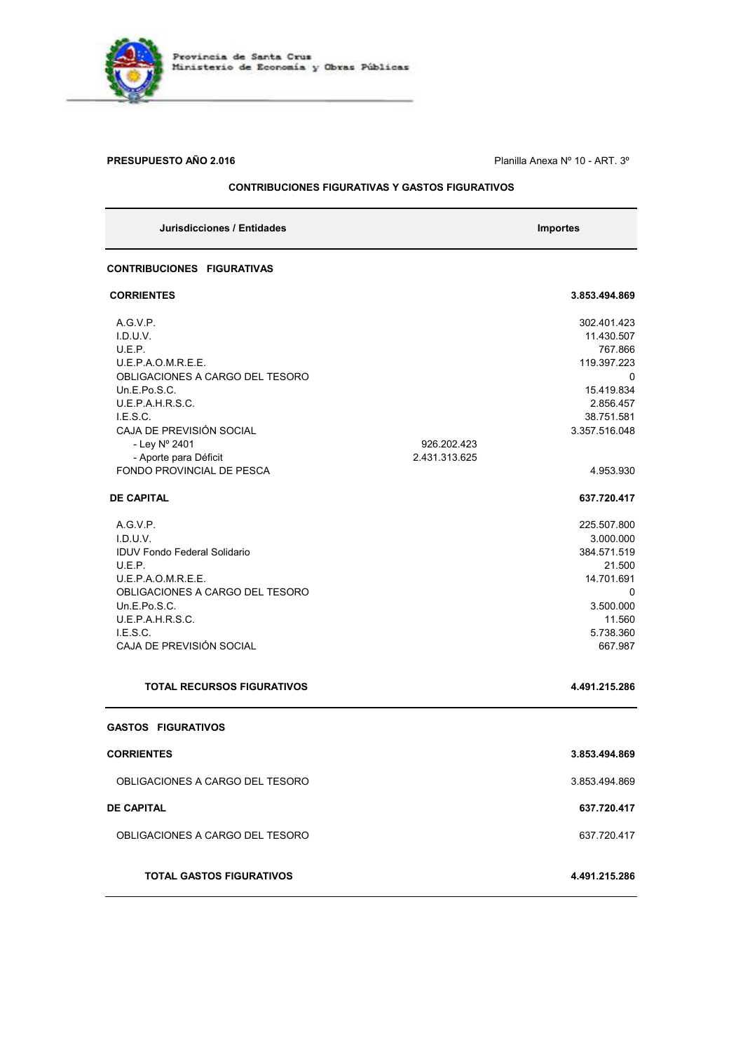Provincia de Santa Cruz
Ministerio de Economía y Obras Públicas

**PRESUPUESTO AÑO 2.016**

Planilla Anexa Nº 10 - ART. 3º

**CONTRIBUCIONES FIGURATIVAS Y GASTOS FIGURATIVOS**

| Jurisdicciones / Entidades | | Importes |
|---|---|---|
| **CONTRIBUCIONES FIGURATIVAS** | | |
| **CORRIENTES** | | **3.853.494.869** |
| A.G.V.P. | | 302.401.423 |
| I.D.U.V. | | 11.430.507 |
| U.E.P. | | 767.866 |
| U.E.P.A.O.M.R.E.E. | | 119.397.223 |
| OBLIGACIONES A CARGO DEL TESORO | | 0 |
| Un.E.Po.S.C. | | 15.419.834 |
| U.E.P.A.H.R.S.C. | | 2.856.457 |
| I.E.S.C. | | 38.751.581 |
| CAJA DE PREVISIÓN SOCIAL | | 3.357.516.048 |
| - Ley Nº 2401 | 926.202.423 | |
| - Aporte para Déficit | 2.431.313.625 | |
| FONDO PROVINCIAL DE PESCA | | 4.953.930 |
| **DE CAPITAL** | | **637.720.417** |
| A.G.V.P. | | 225.507.800 |
| I.D.U.V. | | 3.000.000 |
| IDUV Fondo Federal Solidario | | 384.571.519 |
| U.E.P. | | 21.500 |
| U.E.P.A.O.M.R.E.E. | | 14.701.691 |
| OBLIGACIONES A CARGO DEL TESORO | | 0 |
| Un.E.Po.S.C. | | 3.500.000 |
| U.E.P.A.H.R.S.C. | | 11.560 |
| I.E.S.C. | | 5.738.360 |
| CAJA DE PREVISIÓN SOCIAL | | 667.987 |
| **TOTAL RECURSOS FIGURATIVOS** | | **4.491.215.286** |
| **GASTOS FIGURATIVOS** | | |
| **CORRIENTES** | | **3.853.494.869** |
| OBLIGACIONES A CARGO DEL TESORO | | 3.853.494.869 |
| **DE CAPITAL** | | **637.720.417** |
| OBLIGACIONES A CARGO DEL TESORO | | 637.720.417 |
| **TOTAL GASTOS FIGURATIVOS** | | **4.491.215.286** |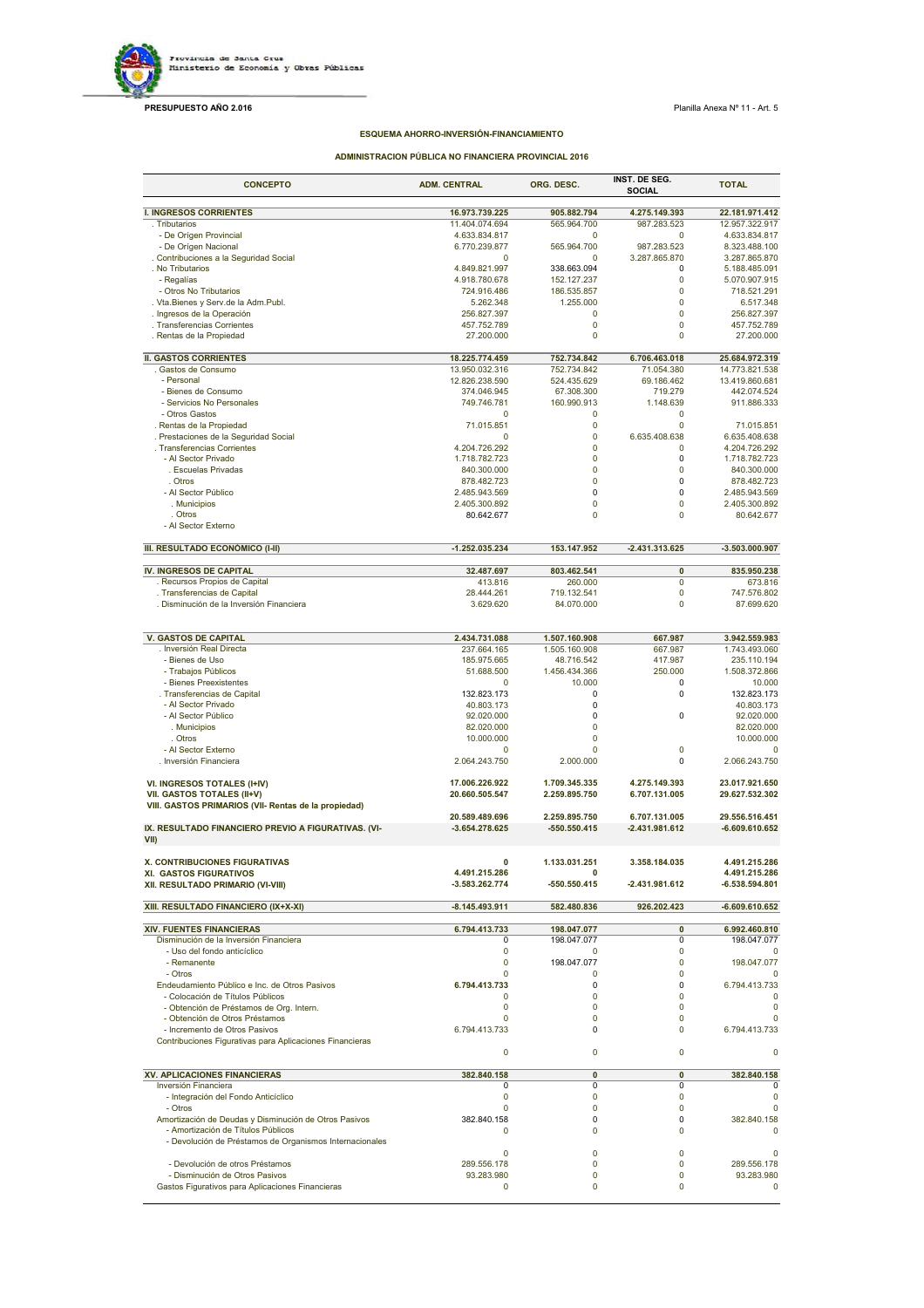Provincia de Santa Cruz
Ministerio de Economía y Obras Públicas

**PRESUPUESTO AÑO 2.016**

Planilla Anexa Nº 11 - Art. 5

## ESQUEMA AHORRO-INVERSIÓN-FINANCIAMIENTO

### ADMINISTRACION PÚBLICA NO FINANCIERA PROVINCIAL 2016

| CONCEPTO | ADM. CENTRAL | ORG. DESC. | INST. DE SEG. SOCIAL | TOTAL |
|---|---|---|---|---|
| **I. INGRESOS CORRIENTES** | **16.973.739.225** | **905.882.794** | **4.275.149.393** | **22.181.971.412** |
| . Tributarios | 11.404.074.694 | 565.964.700 | 987.283.523 | 12.957.322.917 |
| - De Origen Provincial | 4.633.834.817 | 0 | 0 | 4.633.834.817 |
| - De Origen Nacional | 6.770.239.877 | 565.964.700 | 987.283.523 | 8.323.488.100 |
| . Contribuciones a la Seguridad Social | 0 | 0 | 3.287.865.870 | 3.287.865.870 |
| . No Tributarios | 4.849.821.997 | 338.663.094 | 0 | 5.188.485.091 |
| - Regalías | 4.918.780.678 | 152.127.237 | 0 | 5.070.907.915 |
| - Otros No Tributarios | 724.916.486 | 186.535.857 | 0 | 718.521.291 |
| . Vta.Bienes y Serv.de la Adm.Publ. | 5.262.348 | 1.255.000 | 0 | 6.517.348 |
| . Ingresos de la Operación | 256.827.397 | 0 | 0 | 256.827.397 |
| . Transferencias Corrientes | 457.752.789 | 0 | 0 | 457.752.789 |
| . Rentas de la Propiedad | 27.200.000 | 0 | 0 | 27.200.000 |
| **II. GASTOS CORRIENTES** | **18.225.774.459** | **752.734.842** | **6.706.463.018** | **25.684.972.319** |
| . Gastos de Consumo | 13.950.032.316 | 752.734.842 | 71.054.380 | 14.773.821.538 |
| - Personal | 12.826.238.590 | 524.435.629 | 69.186.462 | 13.419.860.681 |
| - Bienes de Consumo | 374.046.945 | 67.308.300 | 719.279 | 442.074.524 |
| - Servicios No Personales | 749.746.781 | 160.990.913 | 1.148.639 | 911.886.333 |
| - Otros Gastos | 0 | 0 | 0 | 0 |
| . Rentas de la Propiedad | 71.015.851 | 0 | 0 | 71.015.851 |
| . Prestaciones de la Seguridad Social | 0 | 0 | 6.635.408.638 | 6.635.408.638 |
| . Transferencias Corrientes | 4.204.726.292 | 0 | 0 | 4.204.726.292 |
| - Al Sector Privado | 1.718.782.723 | 0 | 0 | 1.718.782.723 |
| . Escuelas Privadas | 840.300.000 | 0 | 0 | 840.300.000 |
| . Otros | 878.482.723 | 0 | 0 | 878.482.723 |
| - Al Sector Público | 2.485.943.569 | 0 | 0 | 2.485.943.569 |
| . Municipios | 2.405.300.892 | 0 | 0 | 2.405.300.892 |
| . Otros | 80.642.677 | 0 | 0 | 80.642.677 |
| - Al Sector Externo | | | | |
| **III. RESULTADO ECONÓMICO (I-II)** | **-1.252.035.234** | **153.147.952** | **-2.431.313.625** | **-3.503.000.907** |
| **IV. INGRESOS DE CAPITAL** | **32.487.697** | **803.462.541** | **0** | **835.950.238** |
| . Recursos Propios de Capital | 413.816 | 260.000 | 0 | 673.816 |
| . Transferencias de Capital | 28.444.261 | 719.132.541 | 0 | 747.576.802 |
| . Disminución de la Inversión Financiera | 3.629.620 | 84.070.000 | 0 | 87.699.620 |
| **V. GASTOS DE CAPITAL** | **2.434.731.088** | **1.507.160.908** | **667.987** | **3.942.559.983** |
| . Inversión Real Directa | 237.664.165 | 1.505.160.908 | 667.987 | 1.743.493.060 |
| - Bienes de Uso | 185.975.665 | 48.716.542 | 417.987 | 235.110.194 |
| - Trabajos Públicos | 51.688.500 | 1.456.434.366 | 250.000 | 1.508.372.866 |
| - Bienes Preexistentes | 0 | 10.000 | 0 | 10.000 |
| . Transferencias de Capital | 132.823.173 | 0 | 0 | 132.823.173 |
| - Al Sector Privado | 40.803.173 | 0 | | 40.803.173 |
| - Al Sector Público | 92.020.000 | 0 | 0 | 92.020.000 |
| . Municipios | 82.020.000 | 0 | | 82.020.000 |
| . Otros | 10.000.000 | 0 | | 10.000.000 |
| - Al Sector Externo | 0 | 0 | 0 | 0 |
| . Inversión Financiera | 2.064.243.750 | 2.000.000 | 0 | 2.066.243.750 |
| **VI. INGRESOS TOTALES (I+IV)** | **17.006.226.922** | **1.709.345.335** | **4.275.149.393** | **23.017.921.650** |
| **VII. GASTOS TOTALES (II+V)** | **20.660.505.547** | **2.259.895.750** | **6.707.131.005** | **29.627.532.302** |
| **VIII. GASTOS PRIMARIOS (VII- Rentas de la propiedad)** | **20.589.489.696** | **2.259.895.750** | **6.707.131.005** | **29.556.516.451** |
| **IX. RESULTADO FINANCIERO PREVIO A FIGURATIVAS. (VI-VII)** | **-3.654.278.625** | **-550.550.415** | **-2.431.981.612** | **-6.609.610.652** |
| **X. CONTRIBUCIONES FIGURATIVAS** | **0** | **1.133.031.251** | **3.358.184.035** | **4.491.215.286** |
| **XI. GASTOS FIGURATIVOS** | **4.491.215.286** | **0** | | **4.491.215.286** |
| **XII. RESULTADO PRIMARIO (VI-VIII)** | **-3.583.262.774** | **-550.550.415** | **-2.431.981.612** | **-6.538.594.801** |
| **XIII. RESULTADO FINANCIERO (IX+X-XI)** | **-8.145.493.911** | **582.480.836** | **926.202.423** | **-6.609.610.652** |
| **XIV. FUENTES FINANCIERAS** | **6.794.413.733** | **198.047.077** | **0** | **6.992.460.810** |
| Disminución de la Inversión Financiera | 0 | 198.047.077 | 0 | 198.047.077 |
| - Uso del fondo anticíclico | 0 | 0 | 0 | 0 |
| - Remanente | 0 | 198.047.077 | 0 | 198.047.077 |
| - Otros | 0 | 0 | 0 | 0 |
| Endeudamiento Público e Inc. de Otros Pasivos | **6.794.413.733** | 0 | 0 | 6.794.413.733 |
| - Colocación de Títulos Públicos | 0 | 0 | 0 | 0 |
| - Obtención de Préstamos de Org. Intern. | 0 | 0 | 0 | 0 |
| - Obtención de Otros Préstamos | 0 | 0 | 0 | 0 |
| - Incremento de Otros Pasivos | 6.794.413.733 | 0 | 0 | 6.794.413.733 |
| Contribuciones Figurativas para Aplicaciones Financieras | 0 | 0 | 0 | 0 |
| **XV. APLICACIONES FINANCIERAS** | **382.840.158** | **0** | **0** | **382.840.158** |
| Inversión Financiera | 0 | 0 | 0 | 0 |
| - Integración del Fondo Anticíclico | 0 | 0 | 0 | 0 |
| - Otros | 0 | 0 | 0 | 0 |
| Amortización de Deudas y Disminución de Otros Pasivos | 382.840.158 | 0 | 0 | 382.840.158 |
| - Amortización de Títulos Públicos | 0 | 0 | 0 | 0 |
| - Devolución de Préstamos de Organismos Internacionales | 0 | 0 | 0 | 0 |
| - Devolución de otros Préstamos | 289.556.178 | 0 | 0 | 289.556.178 |
| - Disminución de Otros Pasivos | 93.283.980 | 0 | 0 | 93.283.980 |
| Gastos Figurativos para Aplicaciones Financieras | 0 | 0 | 0 | 0 |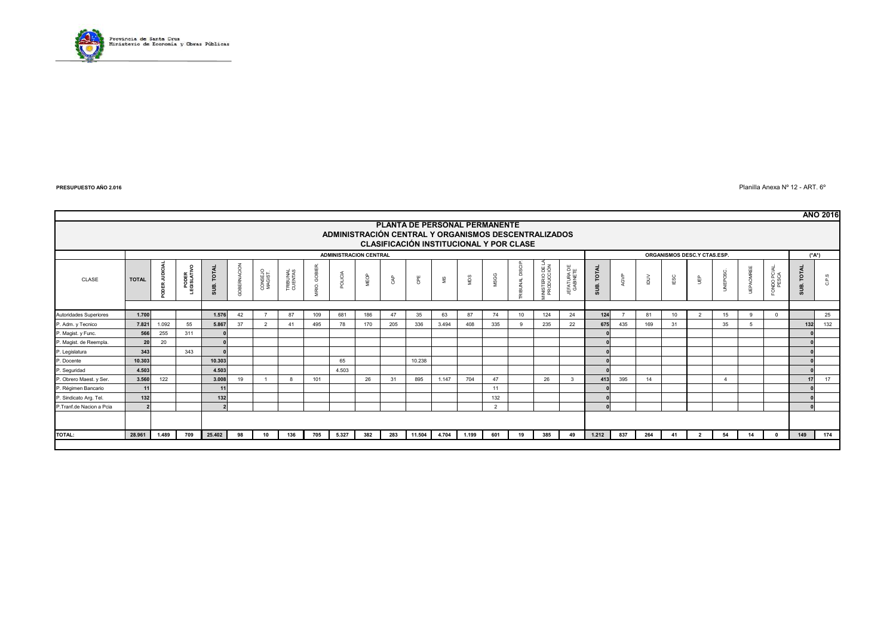PRESUPUESTO AÑO 2.016

Planilla Anexa Nº 12 - ART. 6º

**AÑO 2016**

## PLANTA DE PERSONAL PERMANENTE
## ADMINISTRACIÓN CENTRAL Y ORGANISMOS DESCENTRALIZADOS
### CLASIFICACIÓN INSTITUCIONAL Y POR CLASE

| | | ADMINISTRACION CENTRAL | | | | | | | | | | | | | | | | | ORGANISMOS DESC.Y CTAS.ESP. | | | | | | | | (*A*) | |
|---|---|---|---|---|---|---|---|---|---|---|---|---|---|---|---|---|---|---|---|---|---|---|---|---|---|---|---|---|
| CLASE | TOTAL | PODER JUDICIAL | PODER LEGISLATIVO | SUB. TOTAL | GOBERNACION | CONSEJO MAGIST. | TRIBUNAL CUENTAS | MRIO. GOBIER | POLICIA | MEOP | CAP | CPE | MS | MDS | MSGG | TRIBUNAL DISCIP | MINISTERIO DE LA PRODUCCIÓN | JEFATURA DE GABINETE | SUB. TOTAL | AGVP | IDUV | IESC | UEP | UNEPOSC | UEPAOMREE | FONDO PCIAL PESCA | SUB. TOTAL | C.P.S |
| Autoridades Superiores | 1.700 | | | 1.576 | 42 | 7 | 87 | 109 | 681 | 186 | 47 | 35 | 63 | 87 | 74 | 10 | 124 | 24 | 124 | 7 | 81 | 10 | 2 | 15 | 9 | 0 | | 25 |
| P. Adm. y Tecnico | 7.821 | 1.092 | 55 | 5.867 | 37 | 2 | 41 | 495 | 78 | 170 | 205 | 336 | 3.494 | 408 | 335 | 9 | 235 | 22 | 675 | 435 | 169 | 31 | | 35 | 5 | | 132 | 132 |
| P. Magist. y Func. | 566 | 255 | 311 | 0 | | | | | | | | | | | | | | | 0 | | | | | | | | 0 | |
| P. Magist. de Reempla. | 20 | 20 | | 0 | | | | | | | | | | | | | | | 0 | | | | | | | | 0 | |
| P. Legislatura | 343 | | 343 | 0 | | | | | | | | | | | | | | | 0 | | | | | | | | 0 | |
| P. Docente | 10.303 | | | 10.303 | | | | | 65 | | | 10.238 | | | | | | | 0 | | | | | | | | 0 | |
| P. Seguridad | 4.503 | | | 4.503 | | | | | 4.503 | | | | | | | | | | 0 | | | | | | | | 0 | |
| P. Obrero Maest. y Ser. | 3.560 | 122 | | 3.008 | 19 | 1 | 8 | 101 | | 26 | 31 | 895 | 1.147 | 704 | 47 | | 26 | 3 | 413 | 395 | 14 | | | 4 | | | 17 | 17 |
| P. Régimen Bancario | 11 | | | 11 | | | | | | | | | | | 11 | | | | 0 | | | | | | | | 0 | |
| P. Sindicato Arg. Tel. | 132 | | | 132 | | | | | | | | | | | 132 | | | | 0 | | | | | | | | 0 | |
| P.Tranf.de Nacion a Pcia | 2 | | | 2 | | | | | | | | | | | 2 | | | | 0 | | | | | | | | 0 | |
| **TOTAL:** | **28.961** | **1.489** | **709** | **25.402** | **98** | **10** | **136** | **705** | **5.327** | **382** | **283** | **11.504** | **4.704** | **1.199** | **601** | **19** | **385** | **49** | **1.212** | **837** | **264** | **41** | **2** | **54** | **14** | **0** | **149** | **174** |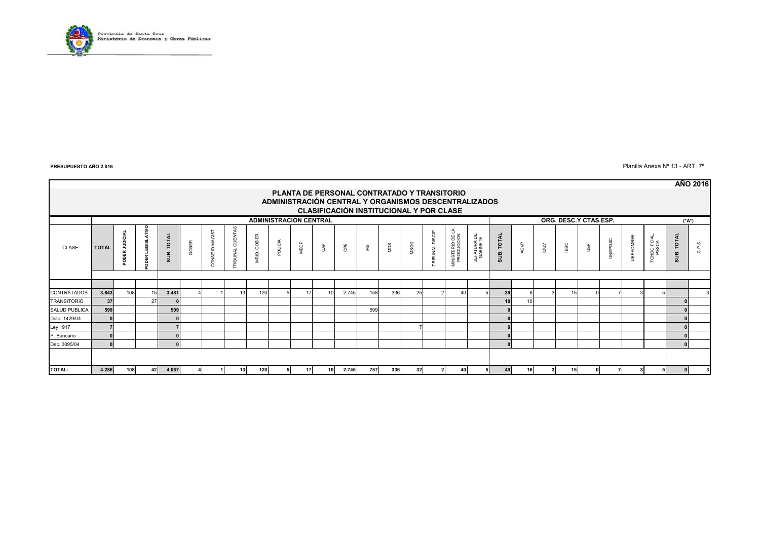PRESUPUESTO AÑO 2.016

Planilla Anexa Nº 13 - ART. 7º

**AÑO 2016**

## PLANTA DE PERSONAL CONTRATADO Y TRANSITORIO
## ADMINISTRACIÓN CENTRAL Y ORGANISMOS DESCENTRALIZADOS
### CLASIFICACIÓN INSTITUCIONAL Y POR CLASE

| | ADMINISTRACION CENTRAL | | | | | | | | | | | | | | | | | | | ORG. DESC.Y CTAS.ESP. | | | | | | | | (*A*) | |
|---|---|---|---|---|---|---|---|---|---|---|---|---|---|---|---|---|---|---|---|---|---|---|---|---|---|---|---|---|
| CLASE | TOTAL | PODER JUDICIAL | PODER LEGISLATIVO | SUB. TOTAL | GOBER | CONSEJO MAGIST. | TRIBUNAL CUENTAS | MRIO. GOBIER. | POLICIA | MEOP | CAP | CPE | MS | MDS | MSGG | TRIBUNAL DISCIP. | MINISTERIO DE LA PRODUCCION | JEFATURA DE GABINETE | SUB. TOTAL | AGVP | IDUV | IESC | UEP | UNEPOSC. | UEPAOMREE | FONDO PCIAL. PESCA | SUB. TOTAL | C.P.S |
| CONTRATADOS | 3.643 | 108 | 15 | 3.481 | 4 | 1 | 13 | 120 | 5 | 17 | 10 | 2.745 | 158 | 336 | 25 | 2 | 40 | 5 | 39 | 6 | 3 | 15 | 0 | 7 | 3 | 5 | | 3 |
| TRANSITORIO | 37 | | 27 | 0 | | | | | | | | | | | | | | | 10 | 10 | | | | | | | 0 | |
| SALUD PUBLICA | 599 | | | 599 | | | | | | | | | 599 | | | | | | 0 | | | | | | | | 0 | |
| Dcto. 1429/04 | 0 | | | 0 | | | | | | | | | | | | | | | 0 | | | | | | | | 0 | |
| Ley 1917 | 7 | | | 7 | | | | | | | | | | | 7 | | | | 0 | | | | | | | | 0 | |
| P. Bancario | 0 | | | 0 | | | | | | | | | | | | | | | 0 | | | | | | | | 0 | |
| Dec. 3095/04 | 0 | | | 0 | | | | | | | | | | | | | | | 0 | | | | | | | | 0 | |
| TOTAL: | 4.286 | 108 | 42 | 4.087 | 4 | 1 | 13 | 120 | 5 | 17 | 10 | 2.745 | 757 | 336 | 32 | 2 | 40 | 5 | 49 | 16 | 3 | 15 | 0 | 7 | 3 | 5 | 0 | 3 |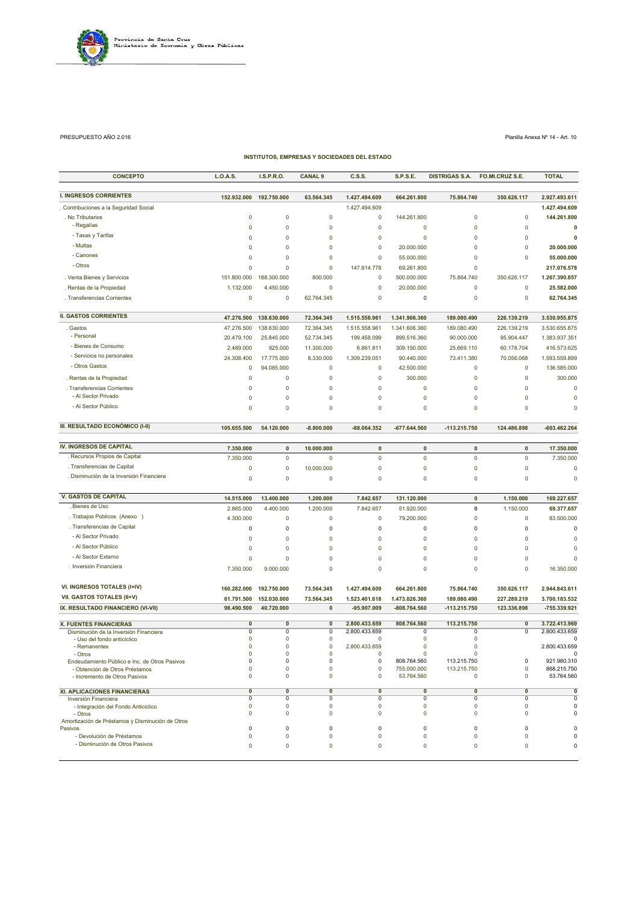Provincia de Santa Cruz
Ministerio de Economía y Obras Públicas

PRESUPUESTO AÑO 2.016

Planilla Anexa Nº 14 - Art. 10

## INSTITUTOS, EMPRESAS Y SOCIEDADES DEL ESTADO

| CONCEPTO | L.O.A.S. | I.S.P.R.O. | CANAL 9 | C.S.S. | S.P.S.E. | DISTRIGAS S.A. | FO.MI.CRUZ S.E. | TOTAL |
|---|---|---|---|---|---|---|---|---|
| **I. INGRESOS CORRIENTES** | **152.932.000** | **192.750.000** | **63.564.345** | **1.427.494.609** | **664.261.800** | **75.864.740** | **350.626.117** | **2.927.493.611** |
| . Contribuciones a la Seguridad Social | | | | 1.427.494.609 | | | | **1.427.494.609** |
| . No Tributarios | 0 | 0 | 0 | 0 | 144.261.800 | 0 | 0 | **144.261.800** |
| - Regalías | 0 | 0 | 0 | 0 | 0 | 0 | 0 | **0** |
| - Tasas y Tarifas | 0 | 0 | 0 | 0 | 0 | 0 | 0 | **0** |
| - Multas | 0 | 0 | 0 | 0 | 20.000.000 | 0 | 0 | **20.000.000** |
| - Canones | 0 | 0 | 0 | 0 | 55.000.000 | 0 | 0 | **55.000.000** |
| - Otros | 0 | 0 | 0 | 147.814.778 | 69.261.800 | 0 | | **217.076.578** |
| . Venta.Bienes y Servicios | 151.800.000 | 188.300.000 | 800.000 | 0 | 500.000.000 | 75.864.740 | 350.626.117 | **1.267.390.857** |
| . Rentas de la Propiedad | 1.132.000 | 4.450.000 | 0 | 0 | 20.000.000 | 0 | 0 | **25.582.000** |
| . Transferencias Corrientes | 0 | 0 | 62.764.345 | 0 | 0 | 0 | 0 | **62.764.345** |
| **II. GASTOS CORRIENTES** | **47.276.500** | **138.630.000** | **72.364.345** | **1.515.558.961** | **1.341.906.360** | **189.080.490** | **226.139.219** | **3.530.955.875** |
| . Gastos | 47.276.500 | 138.630.000 | 72.364.345 | 1.515.558.961 | 1.341.606.360 | 189.080.490 | 226.139.219 | 3.530.655.875 |
| - Personal | 20.479.100 | 25.845.000 | 52.734.345 | 199.458.099 | 899.516.360 | 90.000.000 | 95.904.447 | 1.383.937.351 |
| - Bienes de Consumo | 2.489.000 | 925.000 | 11.300.000 | 6.861.811 | 309.150.000 | 25.669.110 | 60.178.704 | 416.573.625 |
| - Servicios no personales | 24.308.400 | 17.775.000 | 8.330.000 | 1.309.239.051 | 90.440.000 | 73.411.380 | 70.056.068 | 1.593.559.899 |
| - Otros Gastos | 0 | 94.085.000 | 0 | 0 | 42.500.000 | 0 | 0 | 136.585.000 |
| . Rentas de la Propiedad | 0 | 0 | 0 | 0 | 300.000 | 0 | 0 | 300.000 |
| . Transferencias Corrientes | 0 | 0 | 0 | 0 | 0 | 0 | 0 | 0 |
| - Al Sector Privado | 0 | 0 | 0 | 0 | 0 | 0 | 0 | 0 |
| - Al Sector Público | 0 | 0 | 0 | 0 | 0 | 0 | 0 | 0 |
| **III. RESULTADO ECONÓMICO (I-II)** | **105.655.500** | **54.120.000** | **-8.800.000** | **-88.064.352** | **-677.644.560** | **-113.215.750** | **124.486.898** | **-603.462.264** |
| **IV. INGRESOS DE CAPITAL** | **7.350.000** | **0** | **10.000.000** | **0** | **0** | **0** | **0** | **17.350.000** |
| . Recursos Propios de Capital | 7.350.000 | 0 | 0 | 0 | 0 | 0 | 0 | 7.350.000 |
| . Transferencias de Capital | 0 | 0 | 10.000.000 | 0 | 0 | 0 | 0 | 0 |
| . Disminución de la Inversión Financiera | 0 | 0 | 0 | 0 | 0 | 0 | 0 | 0 |
| **V. GASTOS DE CAPITAL** | **14.515.000** | **13.400.000** | **1.200.000** | **7.842.657** | **131.120.000** | **0** | **1.150.000** | **169.227.657** |
| .Bienes de Uso | 2.865.000 | 4.400.000 | 1.200.000 | 7.842.657 | 51.920.000 | **0** | 1.150.000 | **69.377.657** |
| . Trabajos Públicos (Anexo ) | 4.300.000 | 0 | 0 | 0 | 79.200.000 | 0 | 0 | 83.500.000 |
| . Transferencias de Capital | 0 | 0 | 0 | 0 | 0 | 0 | 0 | 0 |
| - Al Sector Privado | 0 | 0 | 0 | 0 | 0 | 0 | 0 | 0 |
| - Al Sector Público | 0 | 0 | 0 | 0 | 0 | 0 | 0 | 0 |
| - Al Sector Externo | 0 | 0 | 0 | 0 | 0 | 0 | 0 | 0 |
| . Inversión Financiera | 7.350.000 | 9.000.000 | 0 | 0 | 0 | 0 | 0 | 16.350.000 |
| **VI. INGRESOS TOTALES (I+IV)** | **160.282.000** | **192.750.000** | **73.564.345** | **1.427.494.609** | **664.261.800** | **75.864.740** | **350.626.117** | **2.944.843.611** |
| **VII. GASTOS TOTALES (II+V)** | **61.791.500** | **152.030.000** | **73.564.345** | **1.523.401.618** | **1.473.026.360** | **189.080.490** | **227.289.219** | **3.700.183.532** |
| **IX. RESULTADO FINANCIERO (VI-VII)** | **98.490.500** | **40.720.000** | **0** | **-95.907.009** | **-808.764.560** | **-113.215.750** | **123.336.898** | **-755.339.921** |
| **X. FUENTES FINANCIERAS** | **0** | **0** | **0** | **2.800.433.659** | **808.764.560** | **113.215.750** | **0** | **3.722.413.969** |
| Disminución de la Inversión Financiera | 0 | 0 | 0 | 2.800.433.659 | 0 | 0 | 0 | 2.800.433.659 |
| - Uso del fondo anticíclico | 0 | 0 | 0 | 0 | 0 | 0 | | 0 |
| - Remanentes | 0 | 0 | 0 | 2.800.433.659 | 0 | 0 | | 2.800.433.659 |
| - Otros | 0 | 0 | 0 | 0 | 0 | 0 | | 0 |
| Endeudamiento Público e Inc. de Otros Pasivos | 0 | 0 | 0 | 0 | 808.764.560 | 113.215.750 | 0 | 921.980.310 |
| - Obtención de Otros Préstamos | 0 | 0 | 0 | 0 | 755.000.000 | 113.215.750 | 0 | 868.215.750 |
| - Incremento de Otros Pasivos | 0 | 0 | 0 | 0 | 53.764.560 | 0 | 0 | 53.764.560 |
| **XI. APLICACIONES FINANCIERAS** | **0** | **0** | **0** | **0** | **0** | **0** | **0** | **0** |
| Inversión Financiera | 0 | 0 | 0 | 0 | 0 | 0 | 0 | 0 |
| - Integración del Fondo Anticíclico | 0 | 0 | 0 | 0 | 0 | 0 | 0 | 0 |
| - Otros | 0 | 0 | 0 | 0 | 0 | 0 | 0 | 0 |
| Amortización de Préstamos y Disminución de Otros Pasivos | 0 | 0 | 0 | 0 | 0 | 0 | 0 | 0 |
| - Devolución de Préstamos | 0 | 0 | 0 | 0 | 0 | 0 | 0 | 0 |
| - Disminución de Otros Pasivos | 0 | 0 | 0 | 0 | 0 | 0 | 0 | 0 |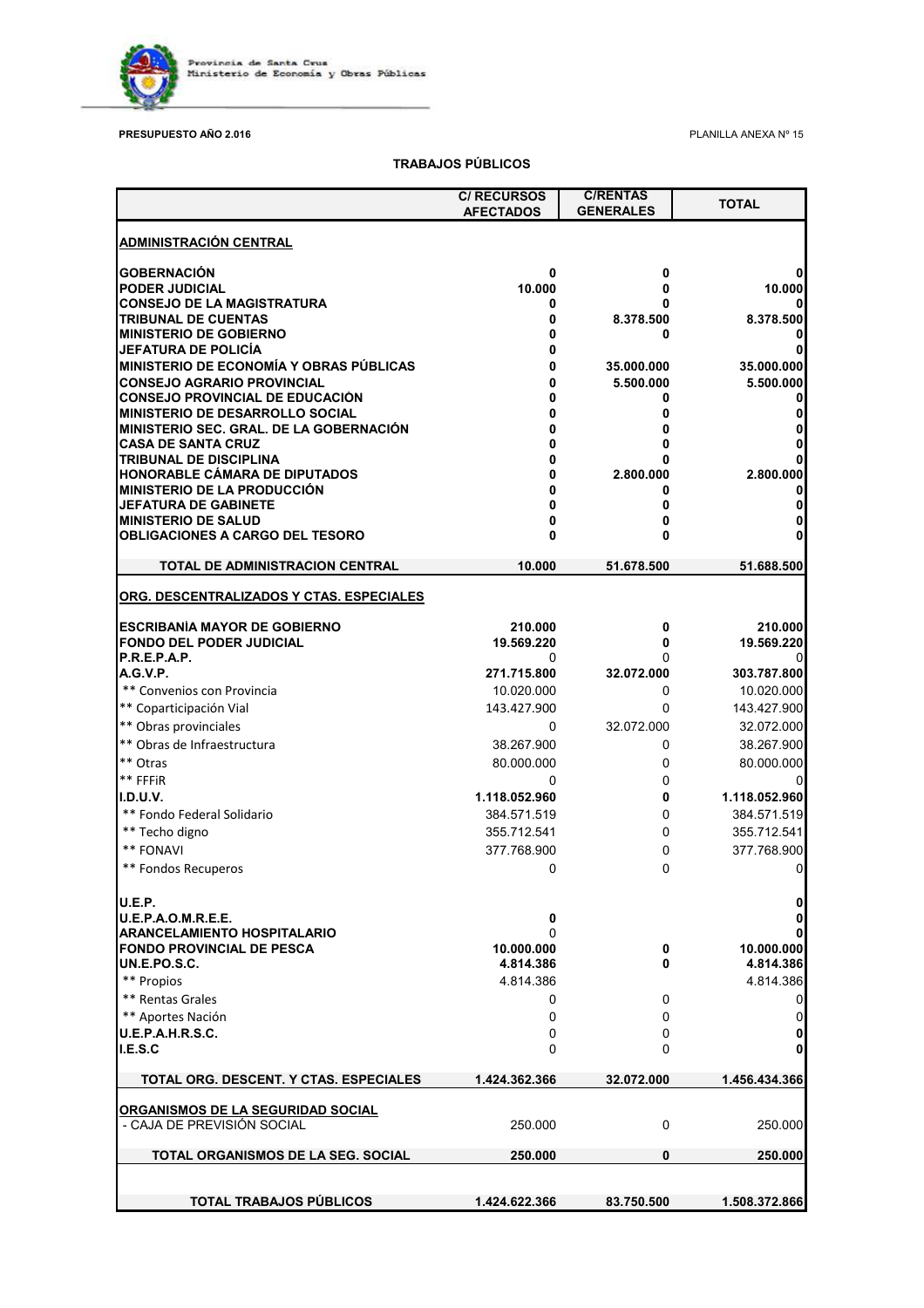Provincia de Santa Cruz
Ministerio de Economía y Obras Públicas

**PRESUPUESTO AÑO 2.016**

PLANILLA ANEXA Nº 15

**TRABAJOS PÚBLICOS**

| | C/ RECURSOS AFECTADOS | C/RENTAS GENERALES | TOTAL |
|---|---|---|---|
| **ADMINISTRACIÓN CENTRAL** | | | |
| **GOBERNACIÓN** | 0 | 0 | 0 |
| **PODER JUDICIAL** | 10.000 | 0 | 10.000 |
| **CONSEJO DE LA MAGISTRATURA** | 0 | 0 | 0 |
| **TRIBUNAL DE CUENTAS** | 0 | 8.378.500 | 8.378.500 |
| **MINISTERIO DE GOBIERNO** | 0 | 0 | 0 |
| **JEFATURA DE POLICÍA** | 0 | | 0 |
| **MINISTERIO DE ECONOMÍA Y OBRAS PÚBLICAS** | 0 | 35.000.000 | 35.000.000 |
| **CONSEJO AGRARIO PROVINCIAL** | 0 | 5.500.000 | 5.500.000 |
| **CONSEJO PROVINCIAL DE EDUCACIÓN** | 0 | 0 | 0 |
| **MINISTERIO DE DESARROLLO SOCIAL** | 0 | 0 | 0 |
| **MINISTERIO SEC. GRAL. DE LA GOBERNACIÓN** | 0 | 0 | 0 |
| **CASA DE SANTA CRUZ** | 0 | 0 | 0 |
| **TRIBUNAL DE DISCIPLINA** | 0 | 0 | 0 |
| **HONORABLE CÁMARA DE DIPUTADOS** | 0 | 2.800.000 | 2.800.000 |
| **MINISTERIO DE LA PRODUCCIÓN** | 0 | 0 | 0 |
| **JEFATURA DE GABINETE** | 0 | 0 | 0 |
| **MINISTERIO DE SALUD** | 0 | 0 | 0 |
| **OBLIGACIONES A CARGO DEL TESORO** | 0 | 0 | 0 |
| **TOTAL DE ADMINISTRACION CENTRAL** | **10.000** | **51.678.500** | **51.688.500** |
| **ORG. DESCENTRALIZADOS Y CTAS. ESPECIALES** | | | |
| **ESCRIBANÍA MAYOR DE GOBIERNO** | 210.000 | 0 | 210.000 |
| **FONDO DEL PODER JUDICIAL** | 19.569.220 | 0 | 19.569.220 |
| **P.R.E.P.A.P.** | 0 | 0 | 0 |
| **A.G.V.P.** | 271.715.800 | 32.072.000 | 303.787.800 |
| ** Convenios con Provincia | 10.020.000 | 0 | 10.020.000 |
| ** Coparticipación Vial | 143.427.900 | 0 | 143.427.900 |
| ** Obras provinciales | 0 | 32.072.000 | 32.072.000 |
| ** Obras de Infraestructura | 38.267.900 | 0 | 38.267.900 |
| ** Otras | 80.000.000 | 0 | 80.000.000 |
| ** FFFIR | 0 | 0 | 0 |
| **I.D.U.V.** | 1.118.052.960 | 0 | 1.118.052.960 |
| ** Fondo Federal Solidario | 384.571.519 | 0 | 384.571.519 |
| ** Techo digno | 355.712.541 | 0 | 355.712.541 |
| ** FONAVI | 377.768.900 | 0 | 377.768.900 |
| ** Fondos Recuperos | 0 | 0 | 0 |
| **U.E.P.** | | | 0 |
| **U.E.P.A.O.M.R.E.E.** | 0 | | 0 |
| **ARANCELAMIENTO HOSPITALARIO** | 0 | | 0 |
| **FONDO PROVINCIAL DE PESCA** | 10.000.000 | 0 | 10.000.000 |
| **UN.E.PO.S.C.** | 4.814.386 | 0 | 4.814.386 |
| ** Propios | 4.814.386 | | 4.814.386 |
| ** Rentas Grales | 0 | 0 | 0 |
| ** Aportes Nación | 0 | 0 | 0 |
| **U.E.P.A.H.R.S.C.** | 0 | 0 | 0 |
| **I.E.S.C** | 0 | 0 | 0 |
| **TOTAL ORG. DESCENT. Y CTAS. ESPECIALES** | **1.424.362.366** | **32.072.000** | **1.456.434.366** |
| **ORGANISMOS DE LA SEGURIDAD SOCIAL** | | | |
| - CAJA DE PREVISIÓN SOCIAL | 250.000 | 0 | 250.000 |
| **TOTAL ORGANISMOS DE LA SEG. SOCIAL** | **250.000** | **0** | **250.000** |
| **TOTAL TRABAJOS PÚBLICOS** | **1.424.622.366** | **83.750.500** | **1.508.372.866** |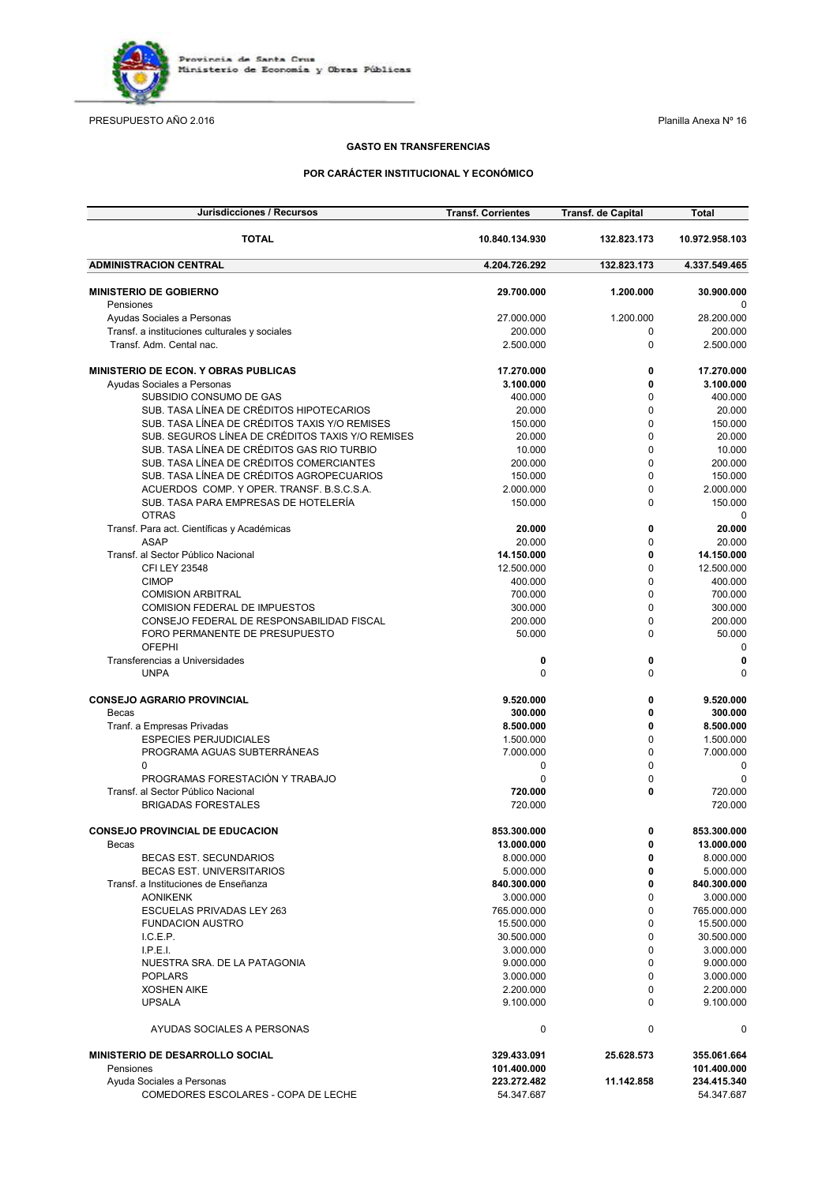Provincia de Santa Cruz
Ministerio de Economía y Obras Públicas

PRESUPUESTO AÑO 2.016

Planilla Anexa Nº 16

**GASTO EN TRANSFERENCIAS**

**POR CARÁCTER INSTITUCIONAL Y ECONÓMICO**

| Jurisdicciones / Recursos | Transf. Corrientes | Transf. de Capital | Total |
|---|---|---|---|
| **TOTAL** | **10.840.134.930** | **132.823.173** | **10.972.958.103** |
| **ADMINISTRACION CENTRAL** | **4.204.726.292** | **132.823.173** | **4.337.549.465** |
| **MINISTERIO DE GOBIERNO** | **29.700.000** | **1.200.000** | **30.900.000** |
| Pensiones | | | 0 |
| Ayudas Sociales a Personas | 27.000.000 | 1.200.000 | 28.200.000 |
| Transf. a instituciones culturales y sociales | 200.000 | 0 | 200.000 |
| Transf. Adm. Cental nac. | 2.500.000 | 0 | 2.500.000 |
| **MINISTERIO DE ECON. Y OBRAS PUBLICAS** | **17.270.000** | **0** | **17.270.000** |
| Ayudas Sociales a Personas | **3.100.000** | **0** | **3.100.000** |
| SUBSIDIO CONSUMO DE GAS | 400.000 | 0 | 400.000 |
| SUB. TASA LÍNEA DE CRÉDITOS HIPOTECARIOS | 20.000 | 0 | 20.000 |
| SUB. TASA LÍNEA DE CRÉDITOS TAXIS Y/O REMISES | 150.000 | 0 | 150.000 |
| SUB. SEGUROS LÍNEA DE CRÉDITOS TAXIS Y/O REMISES | 20.000 | 0 | 20.000 |
| SUB. TASA LÍNEA DE CRÉDITOS GAS RIO TURBIO | 10.000 | 0 | 10.000 |
| SUB. TASA LÍNEA DE CRÉDITOS COMERCIANTES | 200.000 | 0 | 200.000 |
| SUB. TASA LÍNEA DE CRÉDITOS AGROPECUARIOS | 150.000 | 0 | 150.000 |
| ACUERDOS COMP. Y OPER. TRANSF. B.S.C.S.A. | 2.000.000 | 0 | 2.000.000 |
| SUB. TASA PARA EMPRESAS DE HOTELERÍA | 150.000 | 0 | 150.000 |
| OTRAS | | | 0 |
| Transf. Para act. Científicas y Académicas | **20.000** | **0** | **20.000** |
| ASAP | 20.000 | 0 | 20.000 |
| Transf. al Sector Público Nacional | **14.150.000** | **0** | **14.150.000** |
| CFI LEY 23548 | 12.500.000 | 0 | 12.500.000 |
| CIMOP | 400.000 | 0 | 400.000 |
| COMISION ARBITRAL | 700.000 | 0 | 700.000 |
| COMISION FEDERAL DE IMPUESTOS | 300.000 | 0 | 300.000 |
| CONSEJO FEDERAL DE RESPONSABILIDAD FISCAL | 200.000 | 0 | 200.000 |
| FORO PERMANENTE DE PRESUPUESTO | 50.000 | 0 | 50.000 |
| OFEPHI | | | 0 |
| Transferencias a Universidades | **0** | **0** | **0** |
| UNPA | 0 | 0 | 0 |
| **CONSEJO AGRARIO PROVINCIAL** | **9.520.000** | **0** | **9.520.000** |
| Becas | **300.000** | **0** | **300.000** |
| Tranf. a Empresas Privadas | **8.500.000** | **0** | **8.500.000** |
| ESPECIES PERJUDICIALES | 1.500.000 | 0 | 1.500.000 |
| PROGRAMA AGUAS SUBTERRÁNEAS | 7.000.000 | 0 | 7.000.000 |
| 0 | 0 | 0 | 0 |
| PROGRAMAS FORESTACIÓN Y TRABAJO | 0 | 0 | 0 |
| Transf. al Sector Público Nacional | **720.000** | **0** | 720.000 |
| BRIGADAS FORESTALES | 720.000 | | 720.000 |
| **CONSEJO PROVINCIAL DE EDUCACION** | **853.300.000** | **0** | **853.300.000** |
| Becas | **13.000.000** | **0** | **13.000.000** |
| BECAS EST. SECUNDARIOS | 8.000.000 | **0** | 8.000.000 |
| BECAS EST. UNIVERSITARIOS | 5.000.000 | **0** | 5.000.000 |
| Transf. a Instituciones de Enseñanza | **840.300.000** | **0** | **840.300.000** |
| AONIKENK | 3.000.000 | 0 | 3.000.000 |
| ESCUELAS PRIVADAS LEY 263 | 765.000.000 | 0 | 765.000.000 |
| FUNDACION AUSTRO | 15.500.000 | 0 | 15.500.000 |
| I.C.E.P. | 30.500.000 | 0 | 30.500.000 |
| I.P.E.I. | 3.000.000 | 0 | 3.000.000 |
| NUESTRA SRA. DE LA PATAGONIA | 9.000.000 | 0 | 9.000.000 |
| POPLARS | 3.000.000 | 0 | 3.000.000 |
| XOSHEN AIKE | 2.200.000 | 0 | 2.200.000 |
| UPSALA | 9.100.000 | 0 | 9.100.000 |
| AYUDAS SOCIALES A PERSONAS | 0 | 0 | 0 |
| **MINISTERIO DE DESARROLLO SOCIAL** | **329.433.091** | **25.628.573** | **355.061.664** |
| Pensiones | **101.400.000** | | **101.400.000** |
| Ayuda Sociales a Personas | **223.272.482** | **11.142.858** | **234.415.340** |
| COMEDORES ESCOLARES - COPA DE LECHE | 54.347.687 | | 54.347.687 |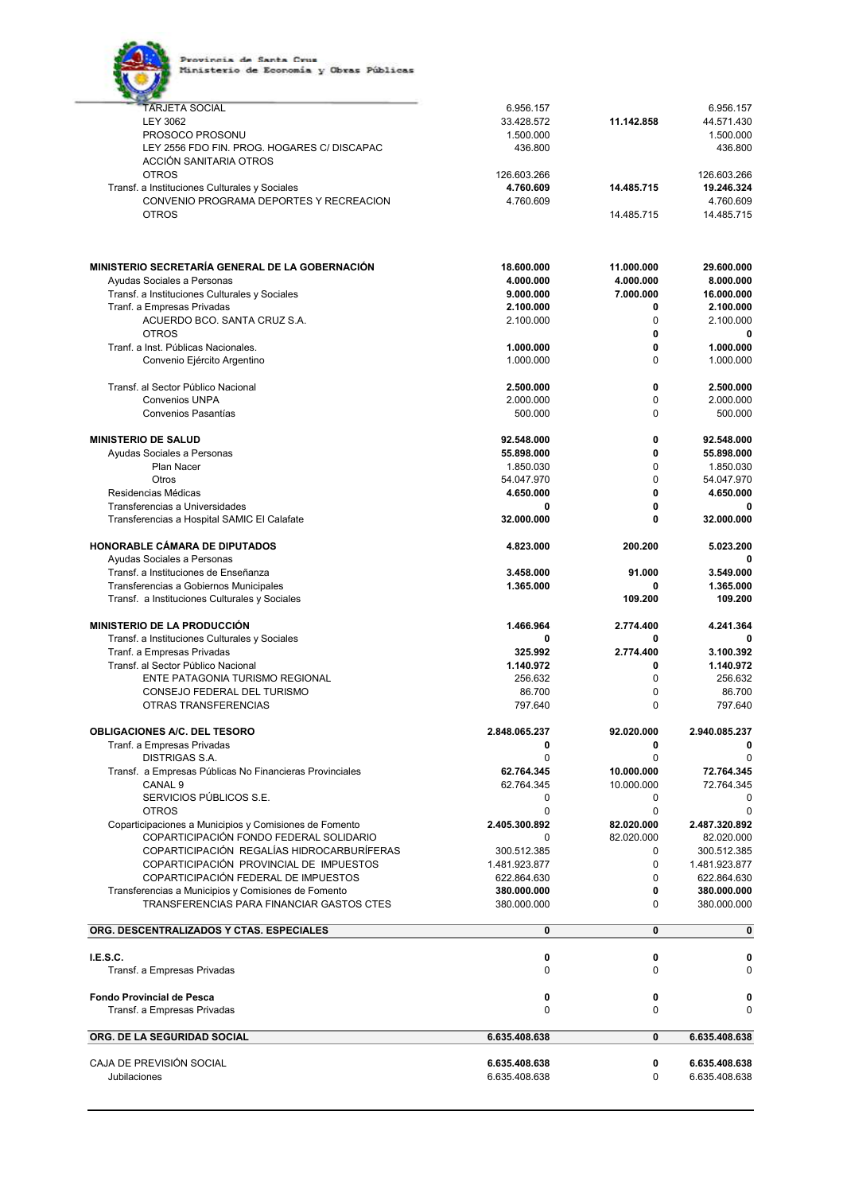Provincia de Santa Cruz
Ministerio de Economía y Obras Públicas

| | | | |
|---|---|---|---|
| TARJETA SOCIAL | 6.956.157 | | 6.956.157 |
| LEY 3062 | 33.428.572 | **11.142.858** | 44.571.430 |
| PROSOCO PROSONU | 1.500.000 | | 1.500.000 |
| LEY 2556 FDO FIN. PROG. HOGARES C/ DISCAPAC | 436.800 | | 436.800 |
| ACCIÓN SANITARIA OTROS | | | |
| OTROS | 126.603.266 | | 126.603.266 |
| Transf. a Instituciones Culturales y Sociales | **4.760.609** | **14.485.715** | **19.246.324** |
| CONVENIO PROGRAMA DEPORTES Y RECREACION | 4.760.609 | | 4.760.609 |
| OTROS | | 14.485.715 | 14.485.715 |
| | | | |
| **MINISTERIO SECRETARÍA GENERAL DE LA GOBERNACIÓN** | **18.600.000** | **11.000.000** | **29.600.000** |
| Ayudas Sociales a Personas | **4.000.000** | **4.000.000** | **8.000.000** |
| Transf. a Instituciones Culturales y Sociales | **9.000.000** | **7.000.000** | **16.000.000** |
| Tranf. a Empresas Privadas | **2.100.000** | **0** | **2.100.000** |
| ACUERDO BCO. SANTA CRUZ S.A. | 2.100.000 | 0 | 2.100.000 |
| OTROS | | **0** | **0** |
| Tranf. a Inst. Públicas Nacionales. | **1.000.000** | **0** | **1.000.000** |
| Convenio Ejército Argentino | 1.000.000 | 0 | 1.000.000 |
| | | | |
| Transf. al Sector Público Nacional | **2.500.000** | **0** | **2.500.000** |
| Convenios UNPA | 2.000.000 | 0 | 2.000.000 |
| Convenios Pasantías | 500.000 | 0 | 500.000 |
| | | | |
| **MINISTERIO DE SALUD** | **92.548.000** | **0** | **92.548.000** |
| Ayudas Sociales a Personas | **55.898.000** | **0** | **55.898.000** |
| Plan Nacer | 1.850.030 | 0 | 1.850.030 |
| Otros | 54.047.970 | 0 | 54.047.970 |
| Residencias Médicas | **4.650.000** | **0** | **4.650.000** |
| Transferencias a Universidades | **0** | **0** | **0** |
| Transferencias a Hospital SAMIC El Calafate | **32.000.000** | **0** | **32.000.000** |
| | | | |
| **HONORABLE CÁMARA DE DIPUTADOS** | **4.823.000** | **200.200** | **5.023.200** |
| Ayudas Sociales a Personas | | | **0** |
| Transf. a Instituciones de Enseñanza | **3.458.000** | **91.000** | **3.549.000** |
| Transferencias a Gobiernos Municipales | **1.365.000** | **0** | **1.365.000** |
| Transf. a Instituciones Culturales y Sociales | | **109.200** | **109.200** |
| | | | |
| **MINISTERIO DE LA PRODUCCIÓN** | **1.466.964** | **2.774.400** | **4.241.364** |
| Transf. a Instituciones Culturales y Sociales | **0** | **0** | **0** |
| Tranf. a Empresas Privadas | **325.992** | **2.774.400** | **3.100.392** |
| Transf. al Sector Público Nacional | **1.140.972** | **0** | **1.140.972** |
| ENTE PATAGONIA TURISMO REGIONAL | 256.632 | 0 | 256.632 |
| CONSEJO FEDERAL DEL TURISMO | 86.700 | 0 | 86.700 |
| OTRAS TRANSFERENCIAS | 797.640 | 0 | 797.640 |
| | | | |
| **OBLIGACIONES A/C. DEL TESORO** | **2.848.065.237** | **92.020.000** | **2.940.085.237** |
| Tranf. a Empresas Privadas | **0** | **0** | **0** |
| DISTRIGAS S.A. | 0 | 0 | 0 |
| Transf. a Empresas Públicas No Financieras Provinciales | **62.764.345** | **10.000.000** | **72.764.345** |
| CANAL 9 | 62.764.345 | 10.000.000 | 72.764.345 |
| SERVICIOS PÚBLICOS S.E. | 0 | 0 | 0 |
| OTROS | 0 | 0 | 0 |
| Coparticipaciones a Municipios y Comisiones de Fomento | **2.405.300.892** | **82.020.000** | **2.487.320.892** |
| COPARTICIPACIÓN FONDO FEDERAL SOLIDARIO | 0 | 82.020.000 | 82.020.000 |
| COPARTICIPACIÓN REGALÍAS HIDROCARBURÍFERAS | 300.512.385 | 0 | 300.512.385 |
| COPARTICIPACIÓN PROVINCIAL DE IMPUESTOS | 1.481.923.877 | 0 | 1.481.923.877 |
| COPARTICIPACIÓN FEDERAL DE IMPUESTOS | 622.864.630 | 0 | 622.864.630 |
| Transferencias a Municipios y Comisiones de Fomento | **380.000.000** | **0** | **380.000.000** |
| TRANSFERENCIAS PARA FINANCIAR GASTOS CTES | 380.000.000 | 0 | 380.000.000 |
| | | | |
| **ORG. DESCENTRALIZADOS Y CTAS. ESPECIALES** | **0** | **0** | **0** |
| | | | |
| **I.E.S.C.** | **0** | **0** | **0** |
| Transf. a Empresas Privadas | 0 | 0 | 0 |
| | | | |
| **Fondo Provincial de Pesca** | **0** | **0** | **0** |
| Transf. a Empresas Privadas | 0 | 0 | 0 |
| | | | |
| **ORG. DE LA SEGURIDAD SOCIAL** | **6.635.408.638** | **0** | **6.635.408.638** |
| | | | |
| CAJA DE PREVISIÓN SOCIAL | **6.635.408.638** | **0** | **6.635.408.638** |
| Jubilaciones | 6.635.408.638 | 0 | 6.635.408.638 |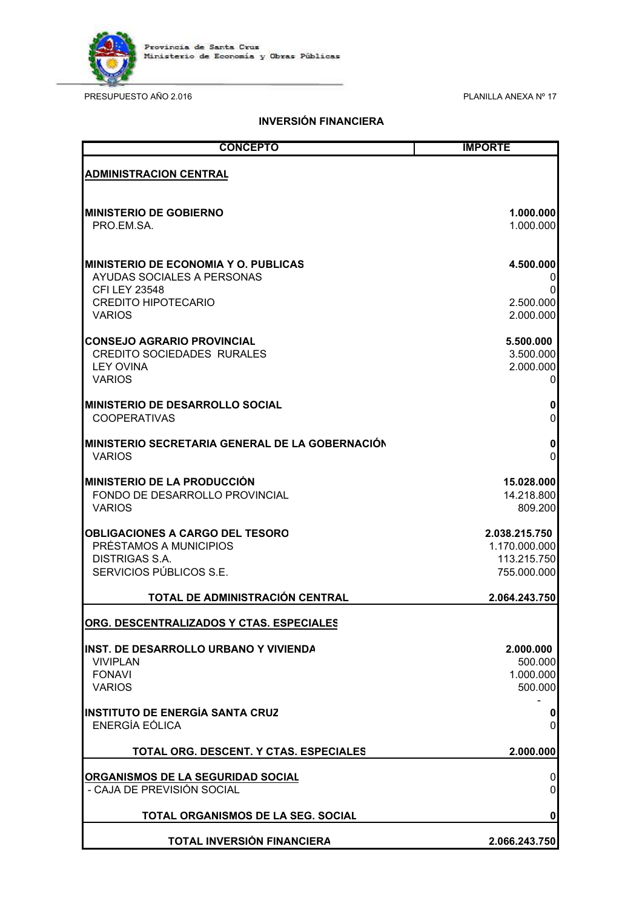Provincia de Santa Cruz
Ministerio de Economía y Obras Públicas

PRESUPUESTO AÑO 2.016

PLANILLA ANEXA Nº 17

## INVERSIÓN FINANCIERA

| CONCEPTO | IMPORTE |
|---|---|
| **ADMINISTRACION CENTRAL** | |
| **MINISTERIO DE GOBIERNO** | **1.000.000** |
| PRO.EM.SA. | 1.000.000 |
| **MINISTERIO DE ECONOMIA Y O. PUBLICAS** | **4.500.000** |
| AYUDAS SOCIALES A PERSONAS | 0 |
| CFI LEY 23548 | 0 |
| CREDITO HIPOTECARIO | 2.500.000 |
| VARIOS | 2.000.000 |
| **CONSEJO AGRARIO PROVINCIAL** | **5.500.000** |
| CREDITO SOCIEDADES RURALES | 3.500.000 |
| LEY OVINA | 2.000.000 |
| VARIOS | 0 |
| **MINISTERIO DE DESARROLLO SOCIAL** | **0** |
| COOPERATIVAS | 0 |
| **MINISTERIO SECRETARIA GENERAL DE LA GOBERNACIÓN** | **0** |
| VARIOS | 0 |
| **MINISTERIO DE LA PRODUCCIÓN** | **15.028.000** |
| FONDO DE DESARROLLO PROVINCIAL | 14.218.800 |
| VARIOS | 809.200 |
| **OBLIGACIONES A CARGO DEL TESORO** | **2.038.215.750** |
| PRÉSTAMOS A MUNICIPIOS | 1.170.000.000 |
| DISTRIGAS S.A. | 113.215.750 |
| SERVICIOS PÚBLICOS S.E. | 755.000.000 |
| **TOTAL DE ADMINISTRACIÓN CENTRAL** | **2.064.243.750** |
| **ORG. DESCENTRALIZADOS Y CTAS. ESPECIALES** | |
| **INST. DE DESARROLLO URBANO Y VIVIENDA** | **2.000.000** |
| VIVIPLAN | 500.000 |
| FONAVI | 1.000.000 |
| VARIOS | 500.000 |
| | - |
| **INSTITUTO DE ENERGÍA SANTA CRUZ** | **0** |
| ENERGÍA EÓLICA | 0 |
| **TOTAL ORG. DESCENT. Y CTAS. ESPECIALES** | **2.000.000** |
| **ORGANISMOS DE LA SEGURIDAD SOCIAL** | 0 |
| - CAJA DE PREVISIÓN SOCIAL | 0 |
| **TOTAL ORGANISMOS DE LA SEG. SOCIAL** | **0** |
| **TOTAL INVERSIÓN FINANCIERA** | **2.066.243.750** |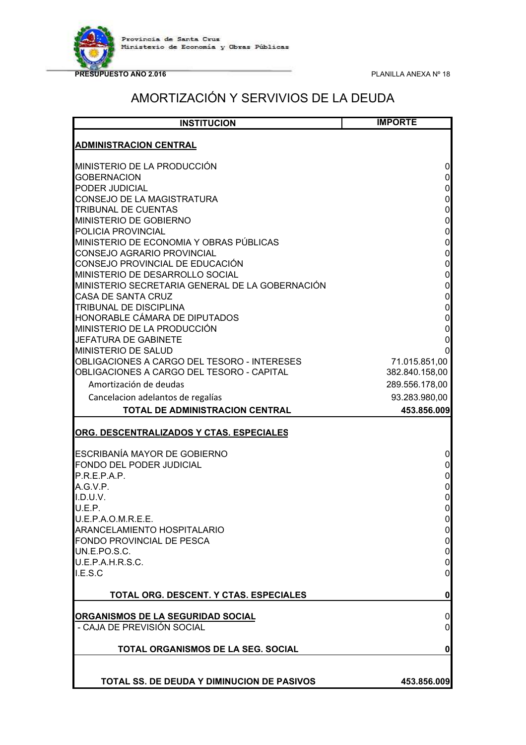Provincia de Santa Cruz
Ministerio de Economía y Obras Públicas

**PRESUPUESTO AÑO 2.016**

PLANILLA ANEXA Nº 18

# AMORTIZACIÓN Y SERVIVIOS DE LA DEUDA

| INSTITUCION | IMPORTE |
|---|---|
| **ADMINISTRACION CENTRAL** | |
| MINISTERIO DE LA PRODUCCIÓN | 0 |
| GOBERNACION | 0 |
| PODER JUDICIAL | 0 |
| CONSEJO DE LA MAGISTRATURA | 0 |
| TRIBUNAL DE CUENTAS | 0 |
| MINISTERIO DE GOBIERNO | 0 |
| POLICIA PROVINCIAL | 0 |
| MINISTERIO DE ECONOMIA Y OBRAS PÚBLICAS | 0 |
| CONSEJO AGRARIO PROVINCIAL | 0 |
| CONSEJO PROVINCIAL DE EDUCACIÓN | 0 |
| MINISTERIO DE DESARROLLO SOCIAL | 0 |
| MINISTERIO SECRETARIA GENERAL DE LA GOBERNACIÓN | 0 |
| CASA DE SANTA CRUZ | 0 |
| TRIBUNAL DE DISCIPLINA | 0 |
| HONORABLE CÁMARA DE DIPUTADOS | 0 |
| MINISTERIO DE LA PRODUCCIÓN | 0 |
| JEFATURA DE GABINETE | 0 |
| MINISTERIO DE SALUD | 0 |
| OBLIGACIONES A CARGO DEL TESORO - INTERESES | 71.015.851,00 |
| OBLIGACIONES A CARGO DEL TESORO - CAPITAL | 382.840.158,00 |
| Amortización de deudas | 289.556.178,00 |
| Cancelacion adelantos de regalías | 93.283.980,00 |
| **TOTAL DE ADMINISTRACION CENTRAL** | **453.856.009** |
| **ORG. DESCENTRALIZADOS Y CTAS. ESPECIALES** | |
| ESCRIBANÍA MAYOR DE GOBIERNO | 0 |
| FONDO DEL PODER JUDICIAL | 0 |
| P.R.E.P.A.P. | 0 |
| A.G.V.P. | 0 |
| I.D.U.V. | 0 |
| U.E.P. | 0 |
| U.E.P.A.O.M.R.E.E. | 0 |
| ARANCELAMIENTO HOSPITALARIO | 0 |
| FONDO PROVINCIAL DE PESCA | 0 |
| UN.E.PO.S.C. | 0 |
| U.E.P.A.H.R.S.C. | 0 |
| I.E.S.C | 0 |
| **TOTAL ORG. DESCENT. Y CTAS. ESPECIALES** | **0** |
| **ORGANISMOS DE LA SEGURIDAD SOCIAL** | 0 |
| - CAJA DE PREVISIÓN SOCIAL | 0 |
| **TOTAL ORGANISMOS DE LA SEG. SOCIAL** | **0** |
| **TOTAL SS. DE DEUDA Y DIMINUCION DE PASIVOS** | **453.856.009** |